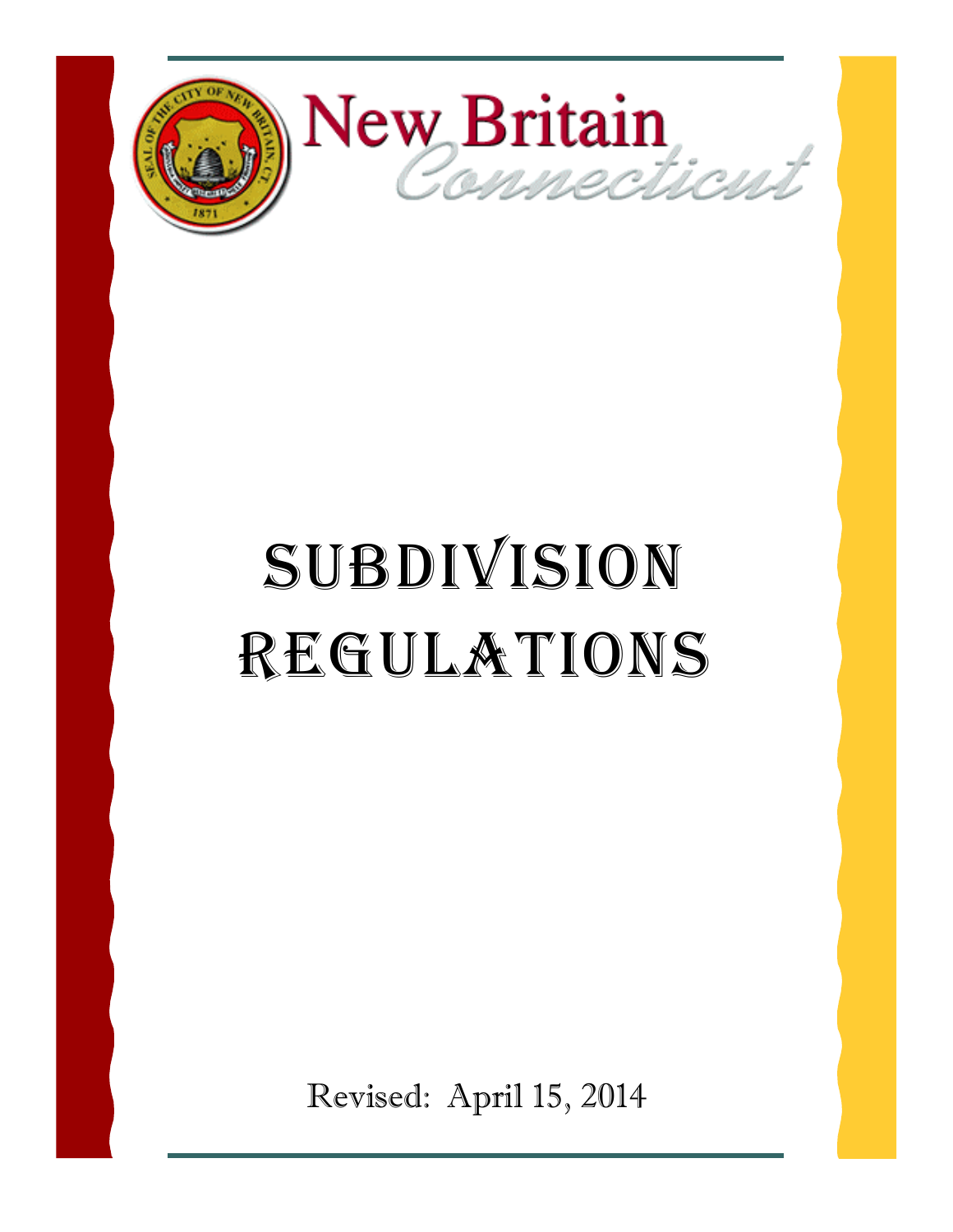New Britain
Connecticut

# SUBDIVISION REGULATIONS

Revised: April 15, 2014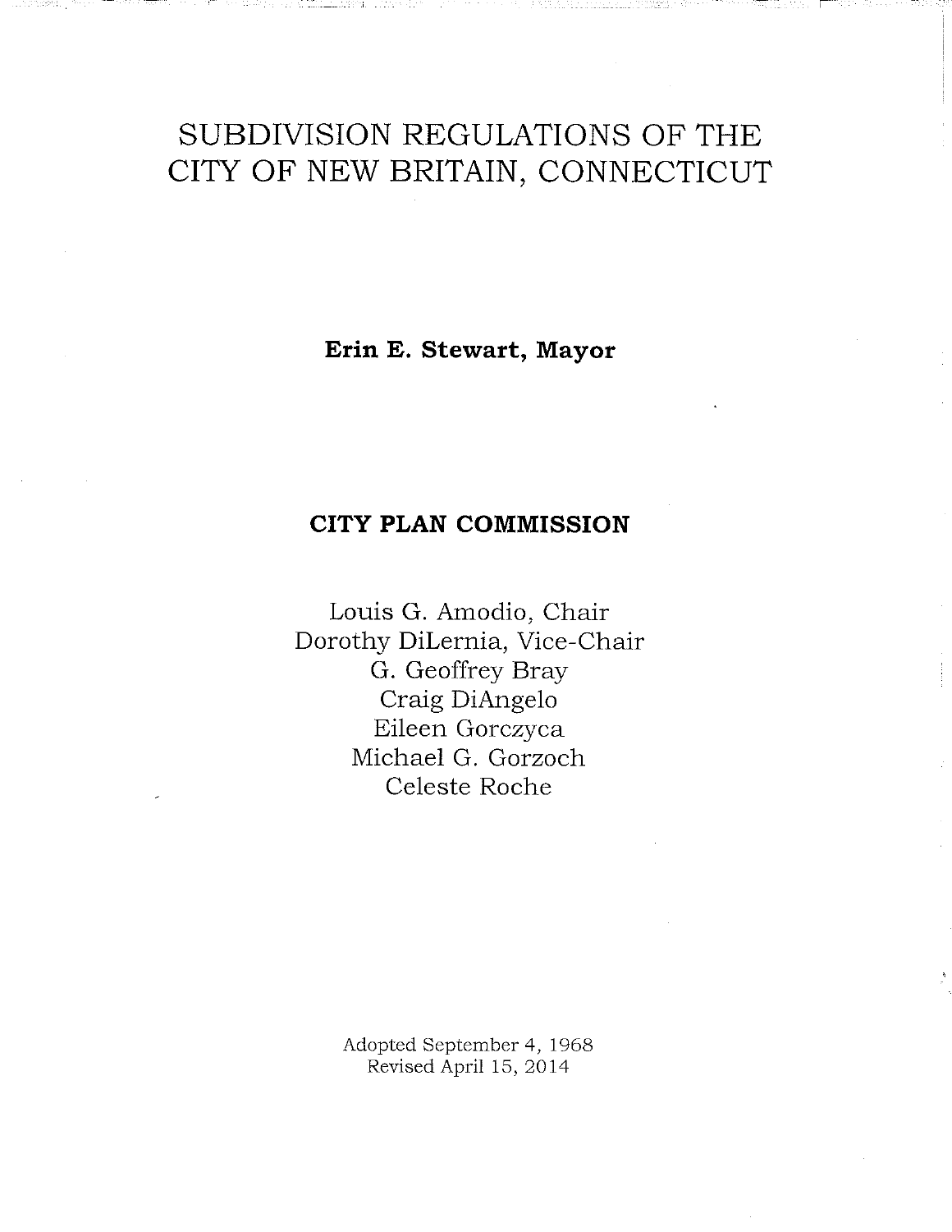# SUBDIVISION REGULATIONS OF THE CITY OF NEW BRITAIN, CONNECTICUT

**Erin E. Stewart, Mayor**

**CITY PLAN COMMISSION**

Louis G. Amodio, Chair
Dorothy DiLernia, Vice-Chair
G. Geoffrey Bray
Craig DiAngelo
Eileen Gorczyca
Michael G. Gorzoch
Celeste Roche

Adopted September 4, 1968
Revised April 15, 2014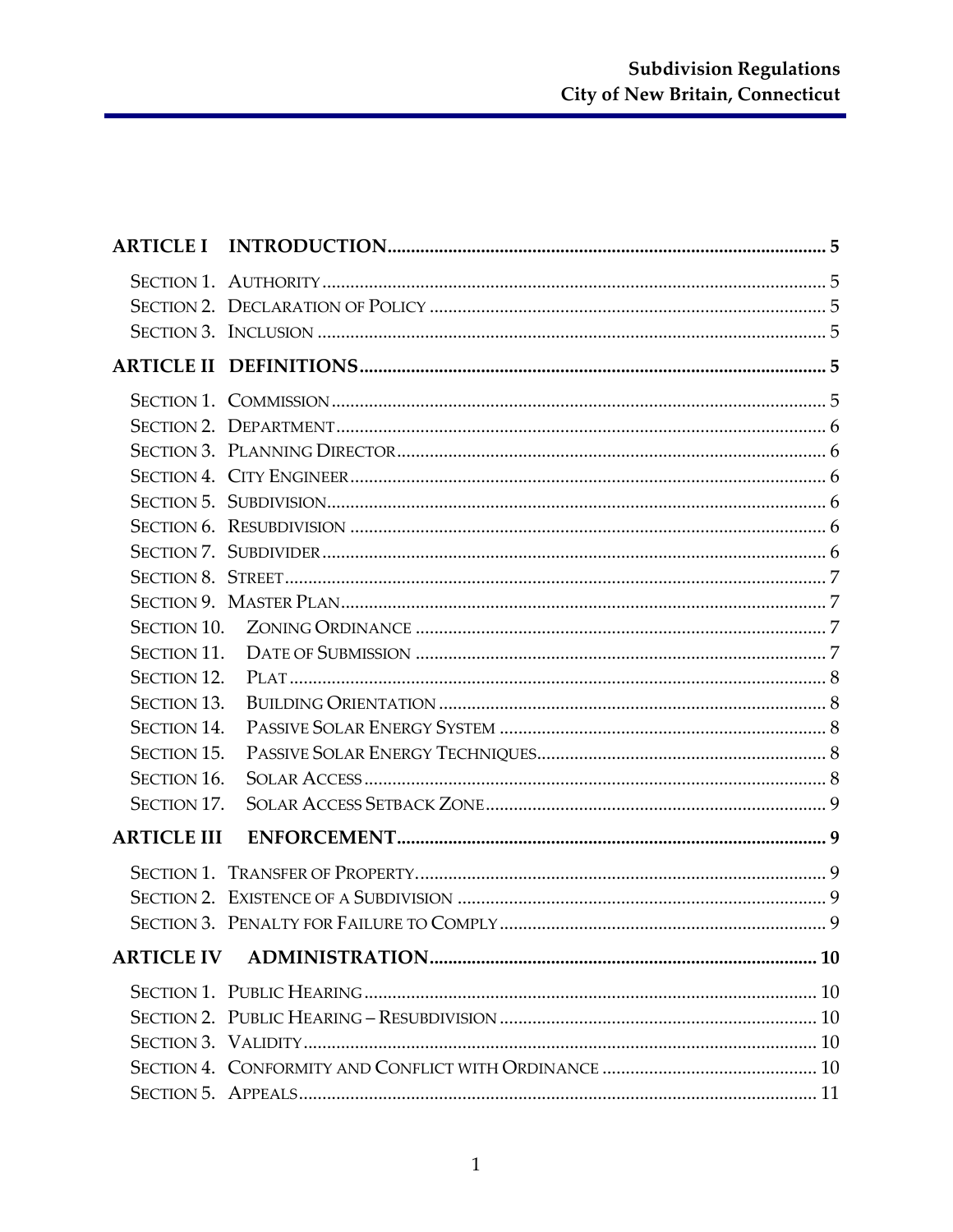**ARTICLE I INTRODUCTION** ........ 5

- SECTION 1. AUTHORITY ........ 5
- SECTION 2. DECLARATION OF POLICY ........ 5
- SECTION 3. INCLUSION ........ 5

**ARTICLE II DEFINITIONS** ........ 5

- SECTION 1. COMMISSION ........ 5
- SECTION 2. DEPARTMENT ........ 6
- SECTION 3. PLANNING DIRECTOR ........ 6
- SECTION 4. CITY ENGINEER ........ 6
- SECTION 5. SUBDIVISION ........ 6
- SECTION 6. RESUBDIVISION ........ 6
- SECTION 7. SUBDIVIDER ........ 6
- SECTION 8. STREET ........ 7
- SECTION 9. MASTER PLAN ........ 7
- SECTION 10. ZONING ORDINANCE ........ 7
- SECTION 11. DATE OF SUBMISSION ........ 7
- SECTION 12. PLAT ........ 8
- SECTION 13. BUILDING ORIENTATION ........ 8
- SECTION 14. PASSIVE SOLAR ENERGY SYSTEM ........ 8
- SECTION 15. PASSIVE SOLAR ENERGY TECHNIQUES ........ 8
- SECTION 16. SOLAR ACCESS ........ 8
- SECTION 17. SOLAR ACCESS SETBACK ZONE ........ 9

**ARTICLE III ENFORCEMENT** ........ 9

- SECTION 1. TRANSFER OF PROPERTY ........ 9
- SECTION 2. EXISTENCE OF A SUBDIVISION ........ 9
- SECTION 3. PENALTY FOR FAILURE TO COMPLY ........ 9

**ARTICLE IV ADMINISTRATION** ........ 10

- SECTION 1. PUBLIC HEARING ........ 10
- SECTION 2. PUBLIC HEARING – RESUBDIVISION ........ 10
- SECTION 3. VALIDITY ........ 10
- SECTION 4. CONFORMITY AND CONFLICT WITH ORDINANCE ........ 10
- SECTION 5. APPEALS ........ 11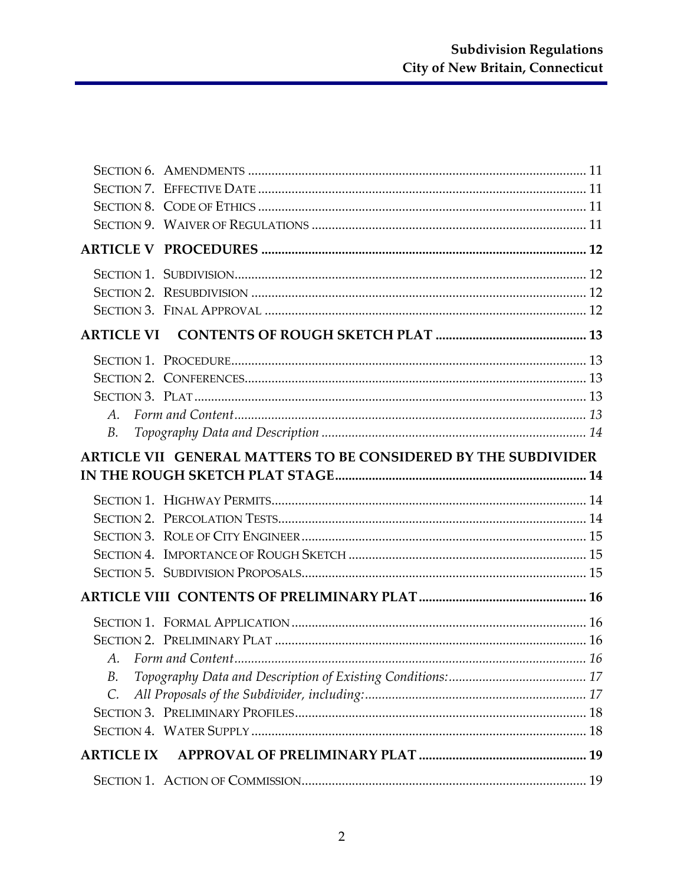Section 6. Amendments ..... 11
Section 7. Effective Date ..... 11
Section 8. Code of Ethics ..... 11
Section 9. Waiver of Regulations ..... 11

**ARTICLE V PROCEDURES ..... 12**

Section 1. Subdivision ..... 12
Section 2. Resubdivision ..... 12
Section 3. Final Approval ..... 12

**ARTICLE VI CONTENTS OF ROUGH SKETCH PLAT ..... 13**

Section 1. Procedure ..... 13
Section 2. Conferences ..... 13
Section 3. Plat ..... 13
*A. Form and Content ..... 13*
*B. Topography Data and Description ..... 14*

**ARTICLE VII GENERAL MATTERS TO BE CONSIDERED BY THE SUBDIVIDER IN THE ROUGH SKETCH PLAT STAGE ..... 14**

Section 1. Highway Permits ..... 14
Section 2. Percolation Tests ..... 14
Section 3. Role of City Engineer ..... 15
Section 4. Importance of Rough Sketch ..... 15
Section 5. Subdivision Proposals ..... 15

**ARTICLE VIII CONTENTS OF PRELIMINARY PLAT ..... 16**

Section 1. Formal Application ..... 16
Section 2. Preliminary Plat ..... 16
*A. Form and Content ..... 16*
*B. Topography Data and Description of Existing Conditions: ..... 17*
*C. All Proposals of the Subdivider, including: ..... 17*
Section 3. Preliminary Profiles ..... 18
Section 4. Water Supply ..... 18

**ARTICLE IX APPROVAL OF PRELIMINARY PLAT ..... 19**

Section 1. Action of Commission ..... 19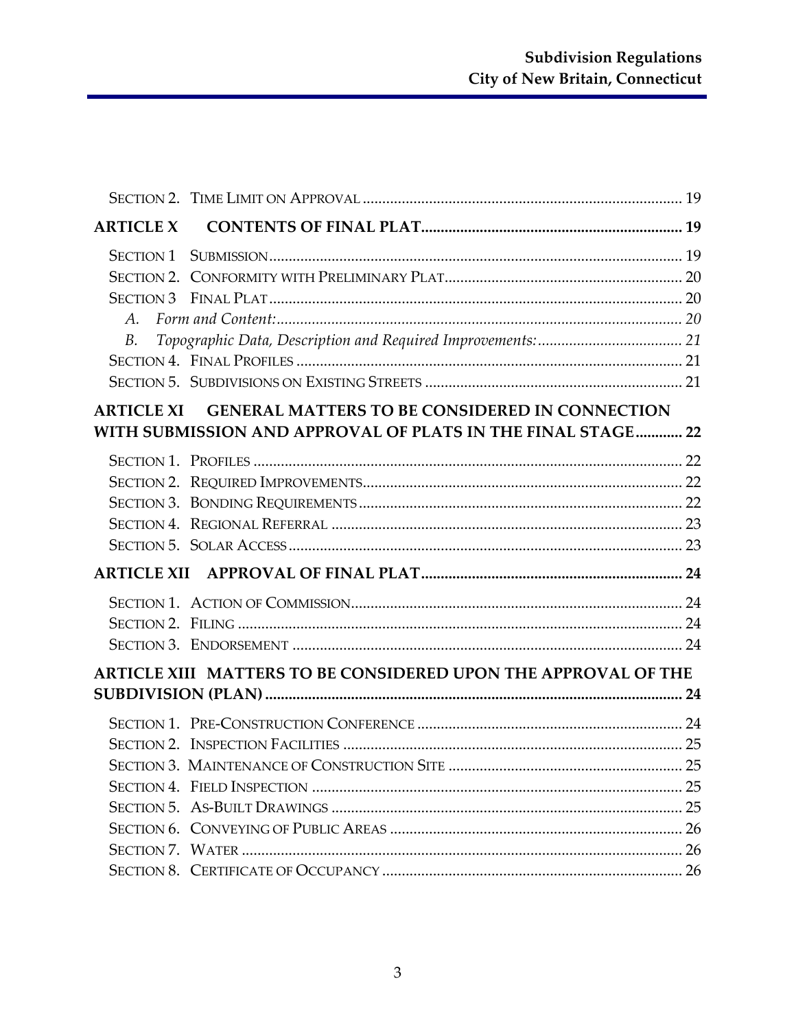Section 2. Time Limit on Approval ..... 19

**ARTICLE X CONTENTS OF FINAL PLAT ..... 19**

Section 1 Submission ..... 19
Section 2. Conformity with Preliminary Plat ..... 20
Section 3 Final Plat ..... 20
*A. Form and Content: ..... 20*
*B. Topographic Data, Description and Required Improvements: ..... 21*
Section 4. Final Profiles ..... 21
Section 5. Subdivisions on Existing Streets ..... 21

**ARTICLE XI GENERAL MATTERS TO BE CONSIDERED IN CONNECTION WITH SUBMISSION AND APPROVAL OF PLATS IN THE FINAL STAGE ..... 22**

Section 1. Profiles ..... 22
Section 2. Required Improvements ..... 22
Section 3. Bonding Requirements ..... 22
Section 4. Regional Referral ..... 23
Section 5. Solar Access ..... 23

**ARTICLE XII APPROVAL OF FINAL PLAT ..... 24**

Section 1. Action of Commission ..... 24
Section 2. Filing ..... 24
Section 3. Endorsement ..... 24

**ARTICLE XIII MATTERS TO BE CONSIDERED UPON THE APPROVAL OF THE SUBDIVISION (PLAN) ..... 24**

Section 1. Pre-Construction Conference ..... 24
Section 2. Inspection Facilities ..... 25
Section 3. Maintenance of Construction Site ..... 25
Section 4. Field Inspection ..... 25
Section 5. As-Built Drawings ..... 25
Section 6. Conveying of Public Areas ..... 26
Section 7. Water ..... 26
Section 8. Certificate of Occupancy ..... 26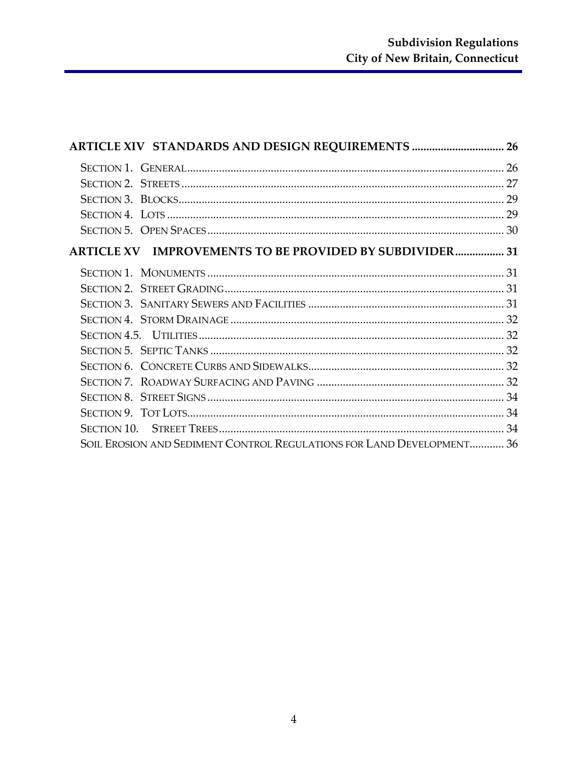**ARTICLE XIV STANDARDS AND DESIGN REQUIREMENTS ................................ 26**

- SECTION 1. GENERAL ................................................................................................ 26
- SECTION 2. STREETS ................................................................................................ 27
- SECTION 3. BLOCKS ................................................................................................ 29
- SECTION 4. LOTS ................................................................................................ 29
- SECTION 5. OPEN SPACES ................................................................................................ 30

**ARTICLE XV IMPROVEMENTS TO BE PROVIDED BY SUBDIVIDER ................. 31**

- SECTION 1. MONUMENTS ................................................................................................ 31
- SECTION 2. STREET GRADING ................................................................................................ 31
- SECTION 3. SANITARY SEWERS AND FACILITIES ................................................................................................ 31
- SECTION 4. STORM DRAINAGE ................................................................................................ 32
- SECTION 4.5. UTILITIES ................................................................................................ 32
- SECTION 5. SEPTIC TANKS ................................................................................................ 32
- SECTION 6. CONCRETE CURBS AND SIDEWALKS ................................................................................................ 32
- SECTION 7. ROADWAY SURFACING AND PAVING ................................................................................................ 32
- SECTION 8. STREET SIGNS ................................................................................................ 34
- SECTION 9. TOT LOTS ................................................................................................ 34
- SECTION 10. STREET TREES ................................................................................................ 34
- SOIL EROSION AND SEDIMENT CONTROL REGULATIONS FOR LAND DEVELOPMENT ............ 36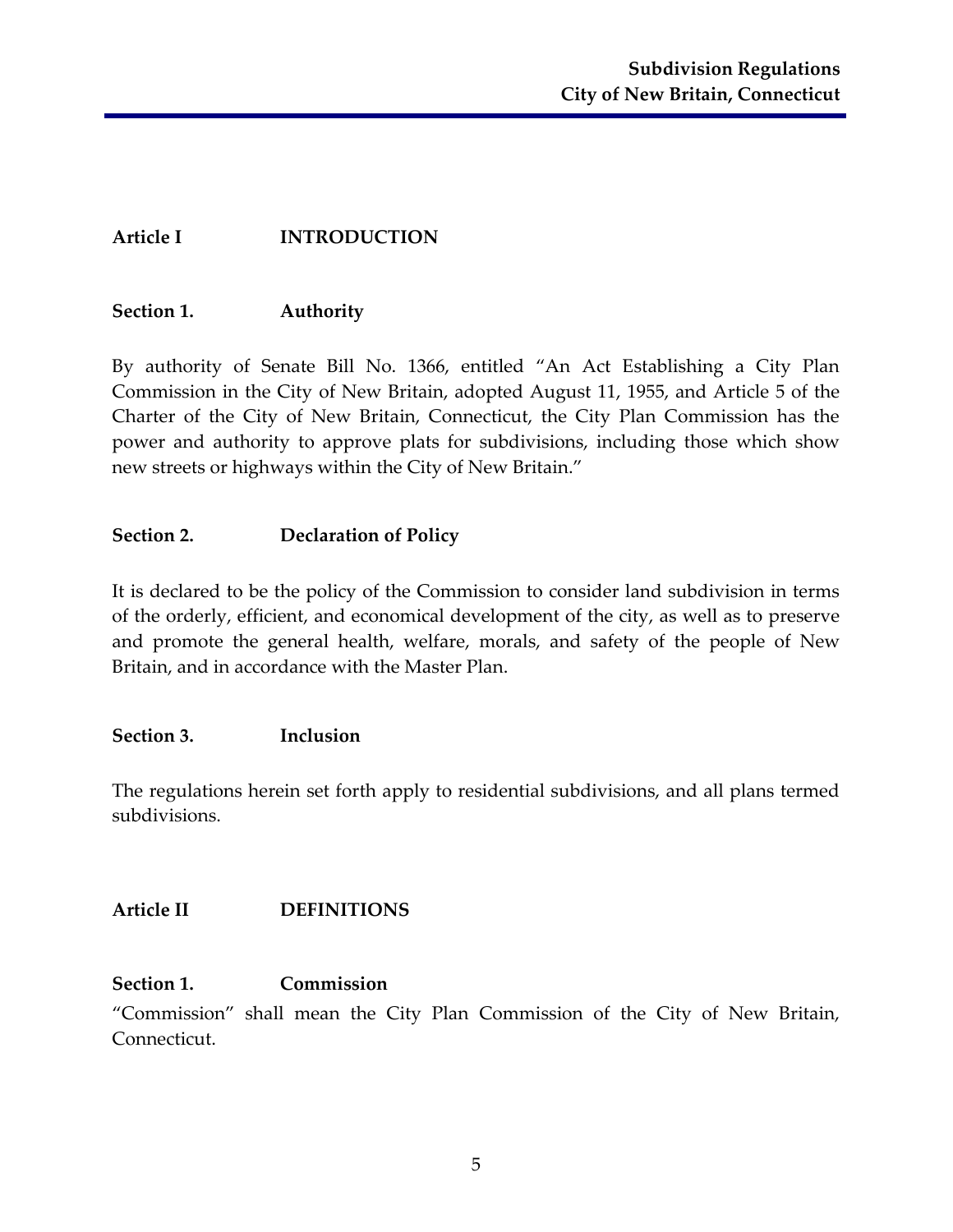## Article I INTRODUCTION

### Section 1. Authority

By authority of Senate Bill No. 1366, entitled "An Act Establishing a City Plan Commission in the City of New Britain, adopted August 11, 1955, and Article 5 of the Charter of the City of New Britain, Connecticut, the City Plan Commission has the power and authority to approve plats for subdivisions, including those which show new streets or highways within the City of New Britain."

### Section 2. Declaration of Policy

It is declared to be the policy of the Commission to consider land subdivision in terms of the orderly, efficient, and economical development of the city, as well as to preserve and promote the general health, welfare, morals, and safety of the people of New Britain, and in accordance with the Master Plan.

### Section 3. Inclusion

The regulations herein set forth apply to residential subdivisions, and all plans termed subdivisions.

## Article II DEFINITIONS

### Section 1. Commission

"Commission" shall mean the City Plan Commission of the City of New Britain, Connecticut.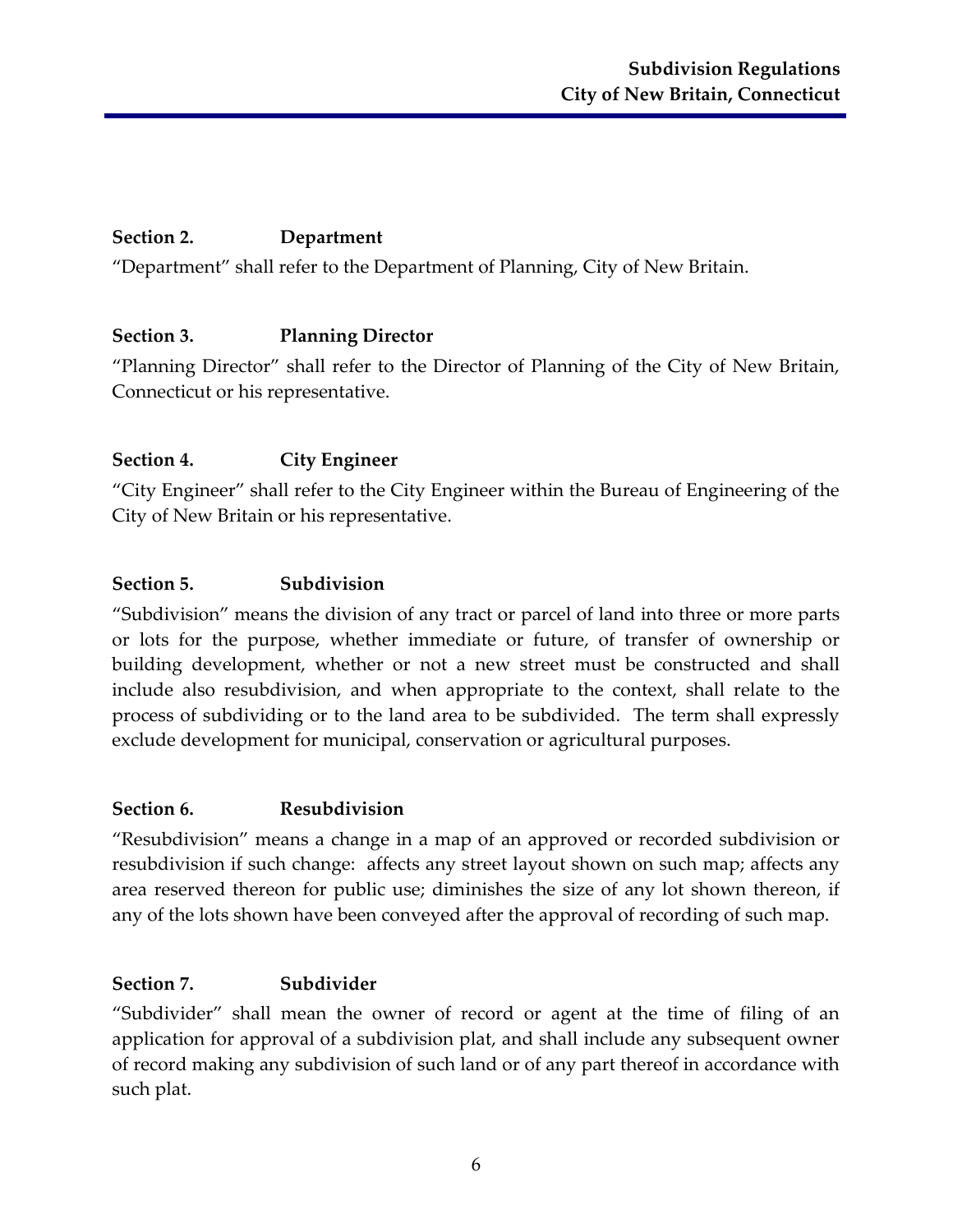### Section 2. Department

"Department" shall refer to the Department of Planning, City of New Britain.

### Section 3. Planning Director

"Planning Director" shall refer to the Director of Planning of the City of New Britain, Connecticut or his representative.

### Section 4. City Engineer

"City Engineer" shall refer to the City Engineer within the Bureau of Engineering of the City of New Britain or his representative.

### Section 5. Subdivision

"Subdivision" means the division of any tract or parcel of land into three or more parts or lots for the purpose, whether immediate or future, of transfer of ownership or building development, whether or not a new street must be constructed and shall include also resubdivision, and when appropriate to the context, shall relate to the process of subdividing or to the land area to be subdivided. The term shall expressly exclude development for municipal, conservation or agricultural purposes.

### Section 6. Resubdivision

"Resubdivision" means a change in a map of an approved or recorded subdivision or resubdivision if such change: affects any street layout shown on such map; affects any area reserved thereon for public use; diminishes the size of any lot shown thereon, if any of the lots shown have been conveyed after the approval of recording of such map.

### Section 7. Subdivider

"Subdivider" shall mean the owner of record or agent at the time of filing of an application for approval of a subdivision plat, and shall include any subsequent owner of record making any subdivision of such land or of any part thereof in accordance with such plat.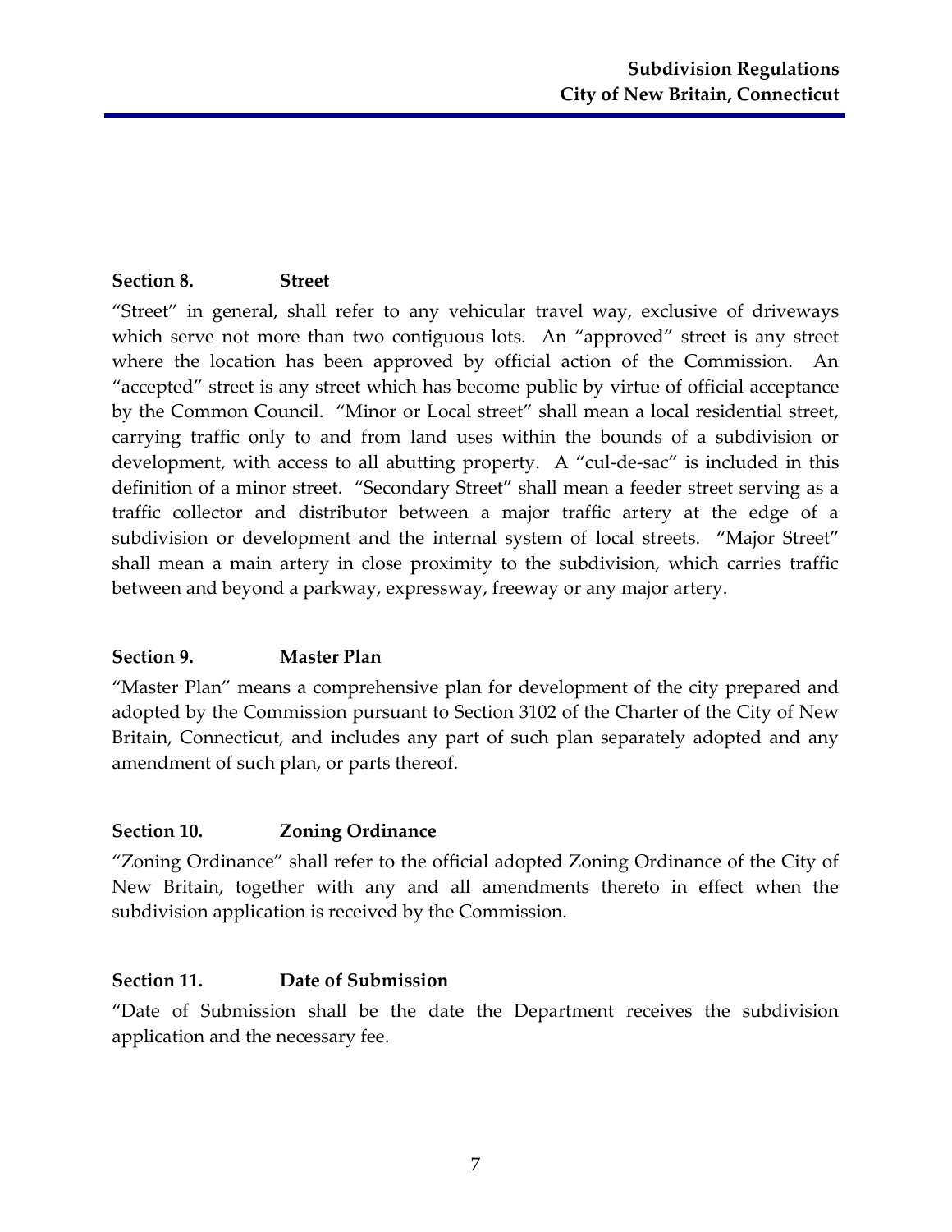**Section 8. Street**

"Street" in general, shall refer to any vehicular travel way, exclusive of driveways which serve not more than two contiguous lots. An "approved" street is any street where the location has been approved by official action of the Commission. An "accepted" street is any street which has become public by virtue of official acceptance by the Common Council. "Minor or Local street" shall mean a local residential street, carrying traffic only to and from land uses within the bounds of a subdivision or development, with access to all abutting property. A "cul-de-sac" is included in this definition of a minor street. "Secondary Street" shall mean a feeder street serving as a traffic collector and distributor between a major traffic artery at the edge of a subdivision or development and the internal system of local streets. "Major Street" shall mean a main artery in close proximity to the subdivision, which carries traffic between and beyond a parkway, expressway, freeway or any major artery.

**Section 9. Master Plan**

"Master Plan" means a comprehensive plan for development of the city prepared and adopted by the Commission pursuant to Section 3102 of the Charter of the City of New Britain, Connecticut, and includes any part of such plan separately adopted and any amendment of such plan, or parts thereof.

**Section 10. Zoning Ordinance**

"Zoning Ordinance" shall refer to the official adopted Zoning Ordinance of the City of New Britain, together with any and all amendments thereto in effect when the subdivision application is received by the Commission.

**Section 11. Date of Submission**

"Date of Submission shall be the date the Department receives the subdivision application and the necessary fee.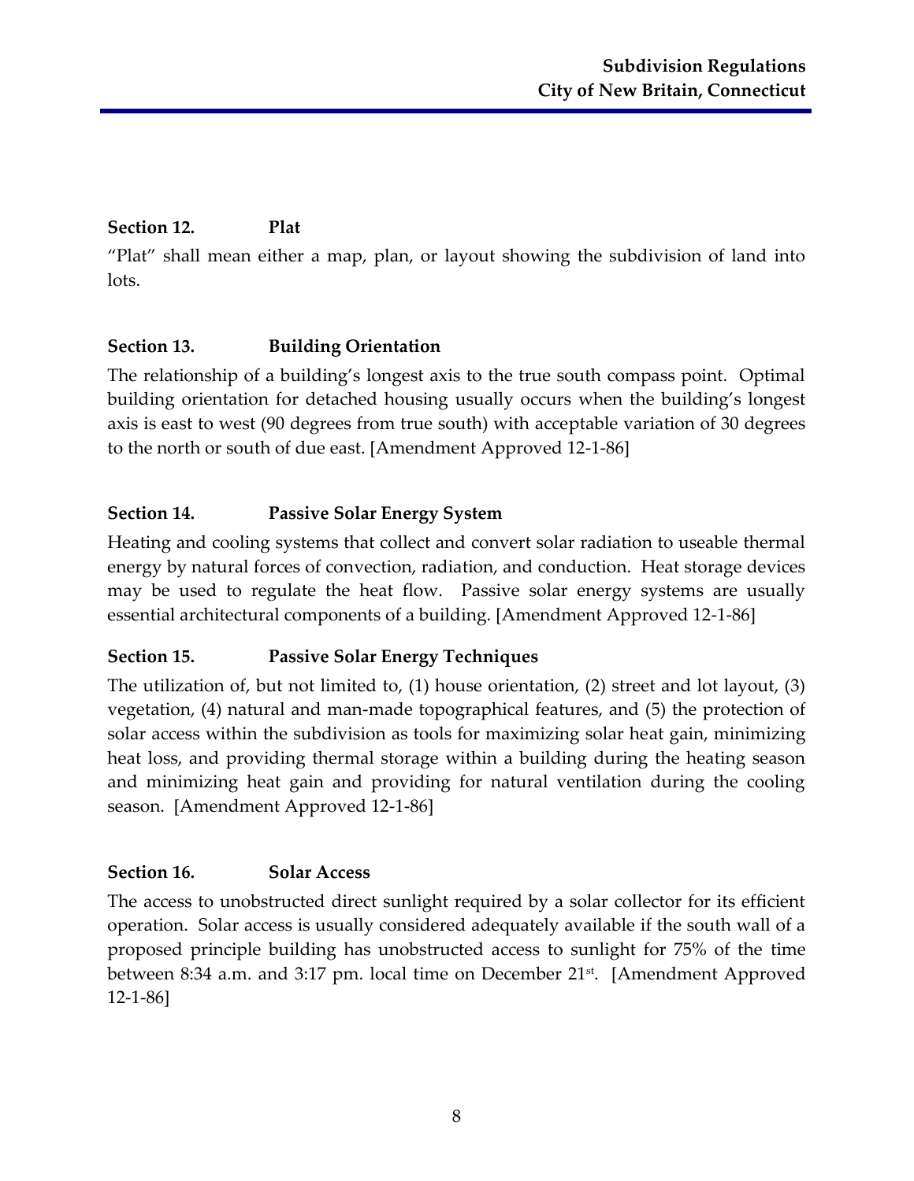### Section 12. Plat

"Plat" shall mean either a map, plan, or layout showing the subdivision of land into lots.

### Section 13. Building Orientation

The relationship of a building's longest axis to the true south compass point. Optimal building orientation for detached housing usually occurs when the building's longest axis is east to west (90 degrees from true south) with acceptable variation of 30 degrees to the north or south of due east. [Amendment Approved 12-1-86]

### Section 14. Passive Solar Energy System

Heating and cooling systems that collect and convert solar radiation to useable thermal energy by natural forces of convection, radiation, and conduction. Heat storage devices may be used to regulate the heat flow. Passive solar energy systems are usually essential architectural components of a building. [Amendment Approved 12-1-86]

### Section 15. Passive Solar Energy Techniques

The utilization of, but not limited to, (1) house orientation, (2) street and lot layout, (3) vegetation, (4) natural and man-made topographical features, and (5) the protection of solar access within the subdivision as tools for maximizing solar heat gain, minimizing heat loss, and providing thermal storage within a building during the heating season and minimizing heat gain and providing for natural ventilation during the cooling season. [Amendment Approved 12-1-86]

### Section 16. Solar Access

The access to unobstructed direct sunlight required by a solar collector for its efficient operation. Solar access is usually considered adequately available if the south wall of a proposed principle building has unobstructed access to sunlight for 75% of the time between 8:34 a.m. and 3:17 pm. local time on December 21st. [Amendment Approved 12-1-86]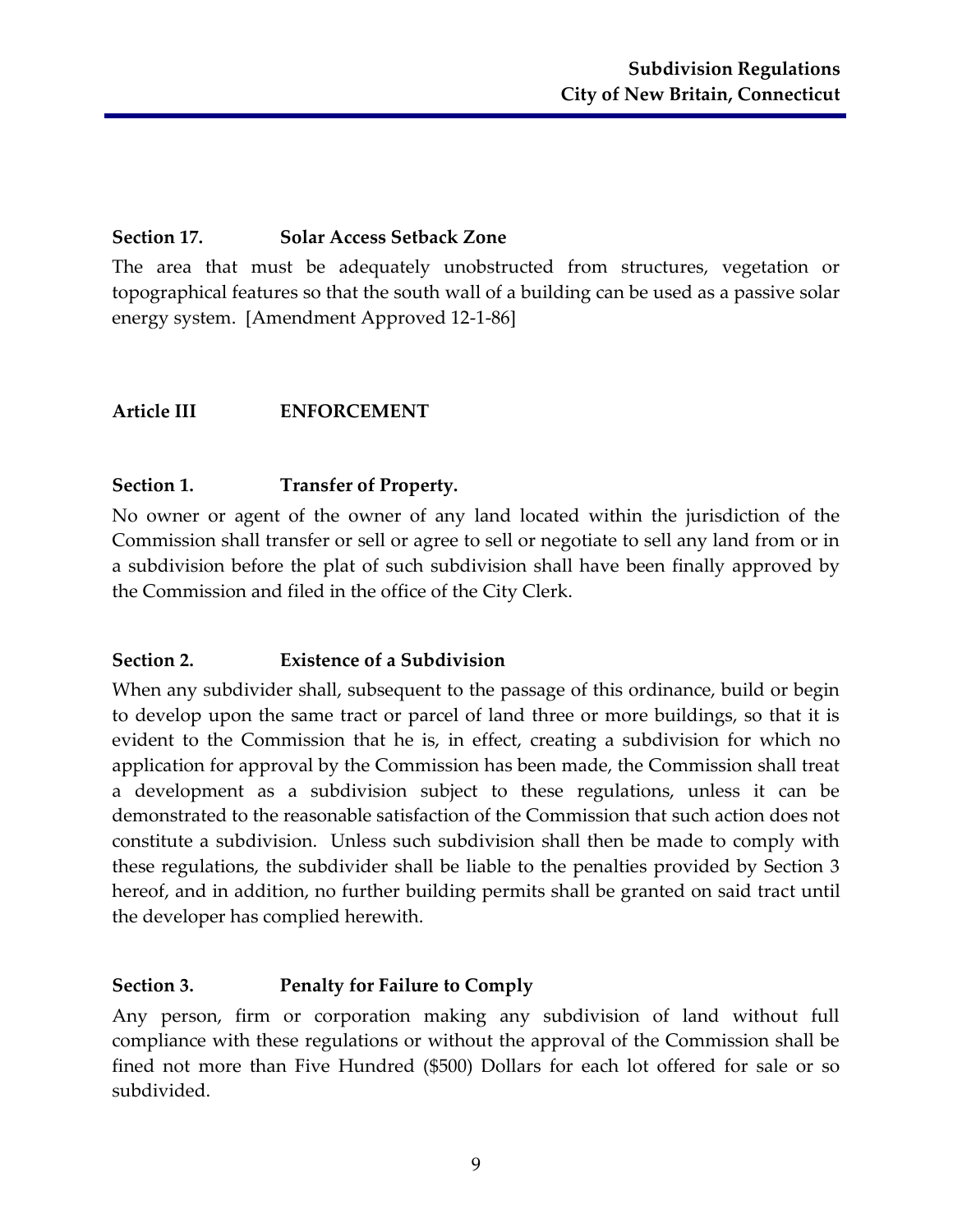### Section 17. Solar Access Setback Zone

The area that must be adequately unobstructed from structures, vegetation or topographical features so that the south wall of a building can be used as a passive solar energy system. [Amendment Approved 12-1-86]

## Article III ENFORCEMENT

### Section 1. Transfer of Property.

No owner or agent of the owner of any land located within the jurisdiction of the Commission shall transfer or sell or agree to sell or negotiate to sell any land from or in a subdivision before the plat of such subdivision shall have been finally approved by the Commission and filed in the office of the City Clerk.

### Section 2. Existence of a Subdivision

When any subdivider shall, subsequent to the passage of this ordinance, build or begin to develop upon the same tract or parcel of land three or more buildings, so that it is evident to the Commission that he is, in effect, creating a subdivision for which no application for approval by the Commission has been made, the Commission shall treat a development as a subdivision subject to these regulations, unless it can be demonstrated to the reasonable satisfaction of the Commission that such action does not constitute a subdivision. Unless such subdivision shall then be made to comply with these regulations, the subdivider shall be liable to the penalties provided by Section 3 hereof, and in addition, no further building permits shall be granted on said tract until the developer has complied herewith.

### Section 3. Penalty for Failure to Comply

Any person, firm or corporation making any subdivision of land without full compliance with these regulations or without the approval of the Commission shall be fined not more than Five Hundred ($500) Dollars for each lot offered for sale or so subdivided.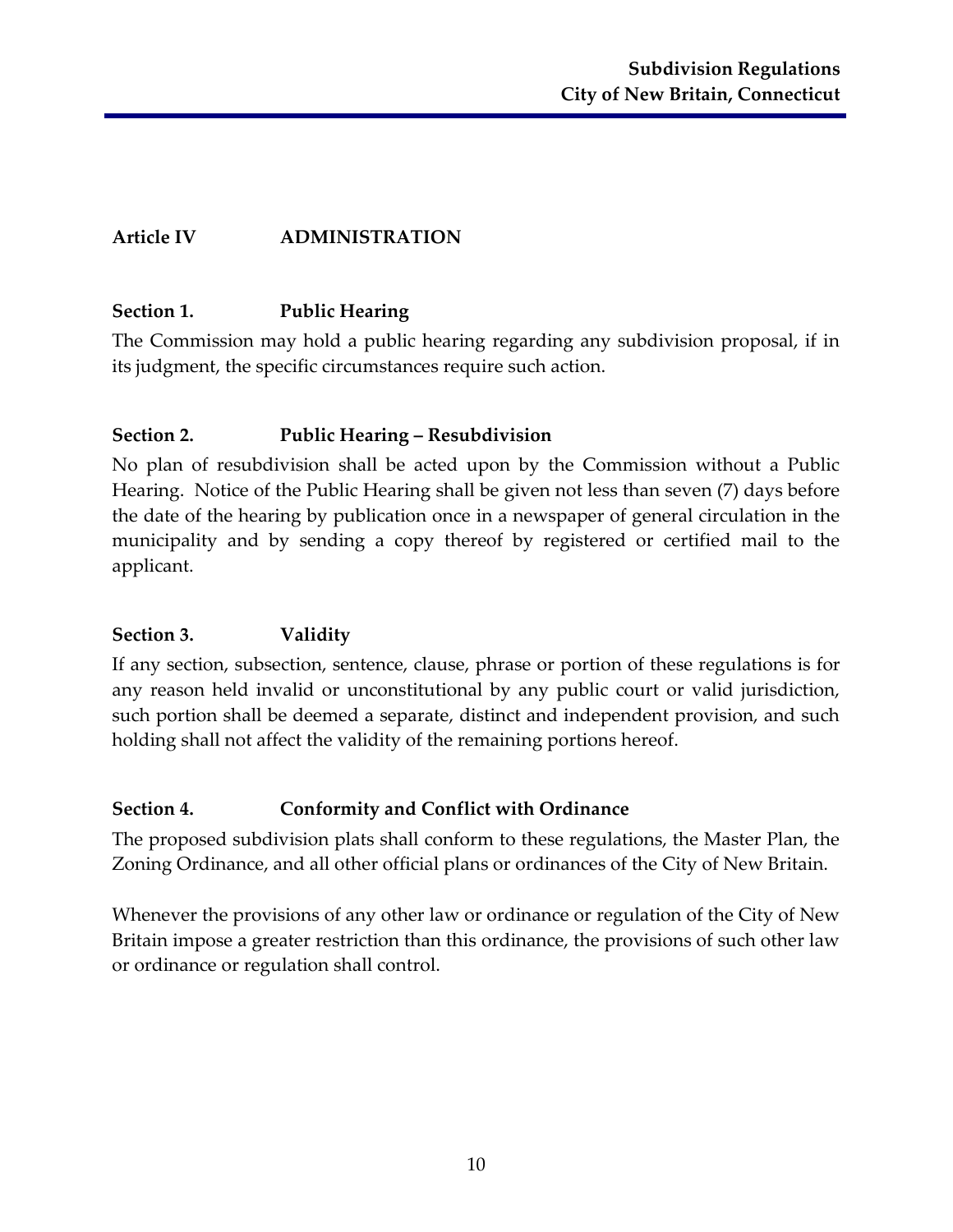## Article IV ADMINISTRATION

### Section 1. Public Hearing

The Commission may hold a public hearing regarding any subdivision proposal, if in its judgment, the specific circumstances require such action.

### Section 2. Public Hearing – Resubdivision

No plan of resubdivision shall be acted upon by the Commission without a Public Hearing. Notice of the Public Hearing shall be given not less than seven (7) days before the date of the hearing by publication once in a newspaper of general circulation in the municipality and by sending a copy thereof by registered or certified mail to the applicant.

### Section 3. Validity

If any section, subsection, sentence, clause, phrase or portion of these regulations is for any reason held invalid or unconstitutional by any public court or valid jurisdiction, such portion shall be deemed a separate, distinct and independent provision, and such holding shall not affect the validity of the remaining portions hereof.

### Section 4. Conformity and Conflict with Ordinance

The proposed subdivision plats shall conform to these regulations, the Master Plan, the Zoning Ordinance, and all other official plans or ordinances of the City of New Britain.

Whenever the provisions of any other law or ordinance or regulation of the City of New Britain impose a greater restriction than this ordinance, the provisions of such other law or ordinance or regulation shall control.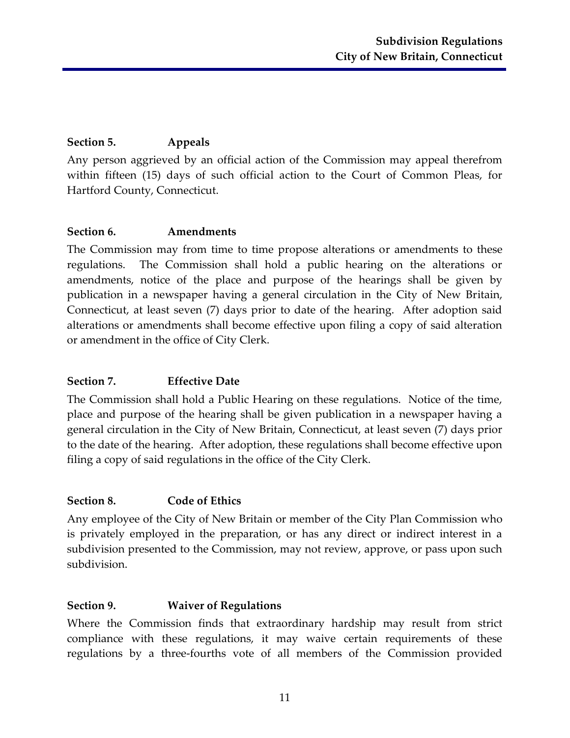### Section 5. Appeals

Any person aggrieved by an official action of the Commission may appeal therefrom within fifteen (15) days of such official action to the Court of Common Pleas, for Hartford County, Connecticut.

### Section 6. Amendments

The Commission may from time to time propose alterations or amendments to these regulations. The Commission shall hold a public hearing on the alterations or amendments, notice of the place and purpose of the hearings shall be given by publication in a newspaper having a general circulation in the City of New Britain, Connecticut, at least seven (7) days prior to date of the hearing. After adoption said alterations or amendments shall become effective upon filing a copy of said alteration or amendment in the office of City Clerk.

### Section 7. Effective Date

The Commission shall hold a Public Hearing on these regulations. Notice of the time, place and purpose of the hearing shall be given publication in a newspaper having a general circulation in the City of New Britain, Connecticut, at least seven (7) days prior to the date of the hearing. After adoption, these regulations shall become effective upon filing a copy of said regulations in the office of the City Clerk.

### Section 8. Code of Ethics

Any employee of the City of New Britain or member of the City Plan Commission who is privately employed in the preparation, or has any direct or indirect interest in a subdivision presented to the Commission, may not review, approve, or pass upon such subdivision.

### Section 9. Waiver of Regulations

Where the Commission finds that extraordinary hardship may result from strict compliance with these regulations, it may waive certain requirements of these regulations by a three-fourths vote of all members of the Commission provided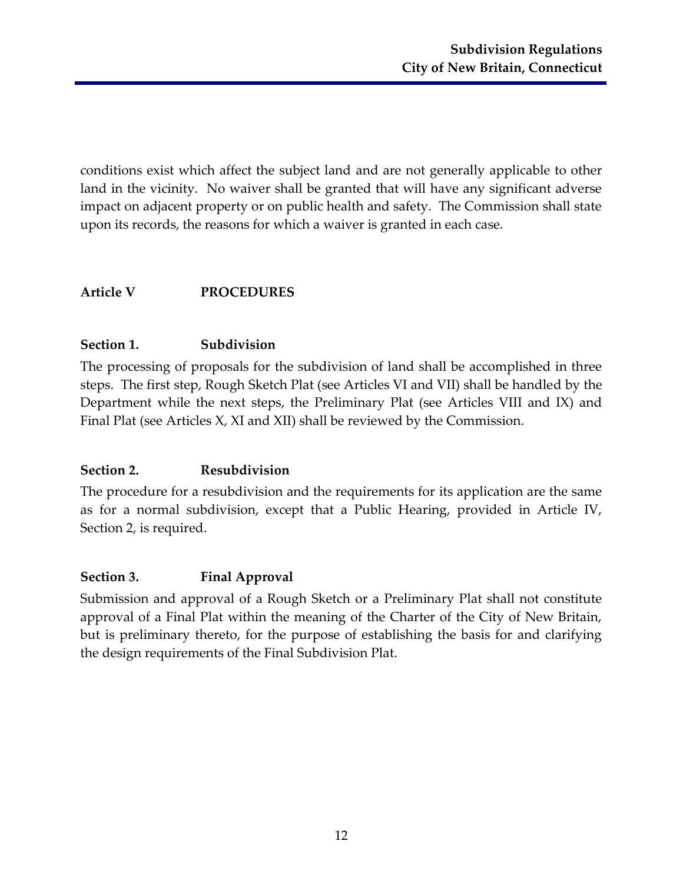conditions exist which affect the subject land and are not generally applicable to other land in the vicinity. No waiver shall be granted that will have any significant adverse impact on adjacent property or on public health and safety. The Commission shall state upon its records, the reasons for which a waiver is granted in each case.

## Article V PROCEDURES

### Section 1. Subdivision

The processing of proposals for the subdivision of land shall be accomplished in three steps. The first step, Rough Sketch Plat (see Articles VI and VII) shall be handled by the Department while the next steps, the Preliminary Plat (see Articles VIII and IX) and Final Plat (see Articles X, XI and XII) shall be reviewed by the Commission.

### Section 2. Resubdivision

The procedure for a resubdivision and the requirements for its application are the same as for a normal subdivision, except that a Public Hearing, provided in Article IV, Section 2, is required.

### Section 3. Final Approval

Submission and approval of a Rough Sketch or a Preliminary Plat shall not constitute approval of a Final Plat within the meaning of the Charter of the City of New Britain, but is preliminary thereto, for the purpose of establishing the basis for and clarifying the design requirements of the Final Subdivision Plat.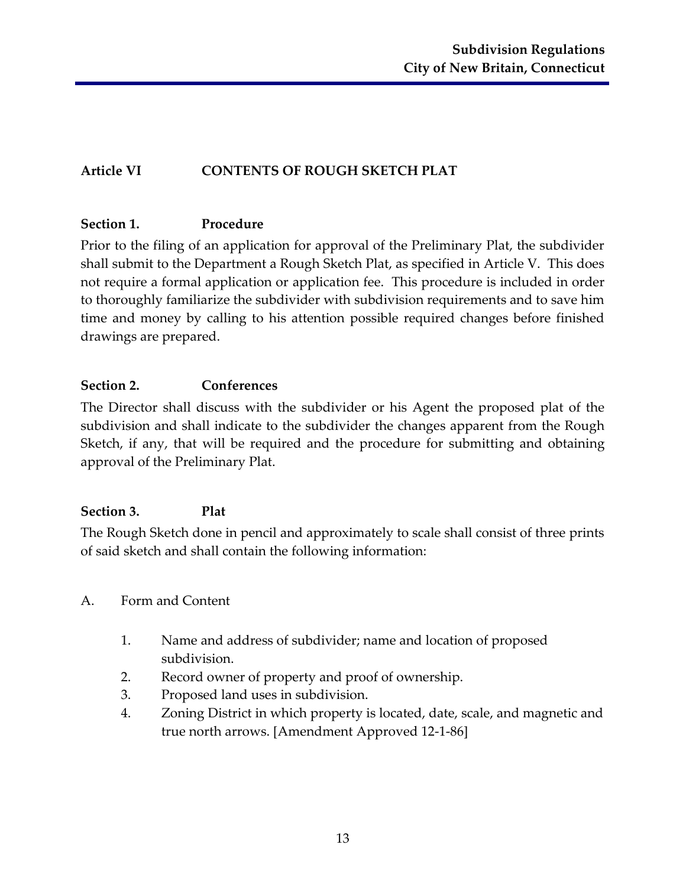## Article VI CONTENTS OF ROUGH SKETCH PLAT

### Section 1. Procedure

Prior to the filing of an application for approval of the Preliminary Plat, the subdivider shall submit to the Department a Rough Sketch Plat, as specified in Article V. This does not require a formal application or application fee. This procedure is included in order to thoroughly familiarize the subdivider with subdivision requirements and to save him time and money by calling to his attention possible required changes before finished drawings are prepared.

### Section 2. Conferences

The Director shall discuss with the subdivider or his Agent the proposed plat of the subdivision and shall indicate to the subdivider the changes apparent from the Rough Sketch, if any, that will be required and the procedure for submitting and obtaining approval of the Preliminary Plat.

### Section 3. Plat

The Rough Sketch done in pencil and approximately to scale shall consist of three prints of said sketch and shall contain the following information:

A. Form and Content

1. Name and address of subdivider; name and location of proposed subdivision.
2. Record owner of property and proof of ownership.
3. Proposed land uses in subdivision.
4. Zoning District in which property is located, date, scale, and magnetic and true north arrows. [Amendment Approved 12-1-86]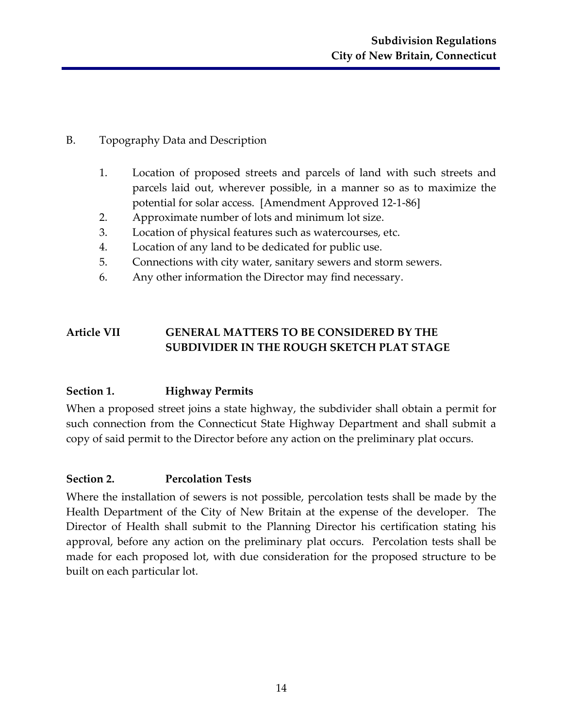B. Topography Data and Description

1. Location of proposed streets and parcels of land with such streets and parcels laid out, wherever possible, in a manner so as to maximize the potential for solar access. [Amendment Approved 12-1-86]
2. Approximate number of lots and minimum lot size.
3. Location of physical features such as watercourses, etc.
4. Location of any land to be dedicated for public use.
5. Connections with city water, sanitary sewers and storm sewers.
6. Any other information the Director may find necessary.

## Article VII GENERAL MATTERS TO BE CONSIDERED BY THE SUBDIVIDER IN THE ROUGH SKETCH PLAT STAGE

### Section 1. Highway Permits

When a proposed street joins a state highway, the subdivider shall obtain a permit for such connection from the Connecticut State Highway Department and shall submit a copy of said permit to the Director before any action on the preliminary plat occurs.

### Section 2. Percolation Tests

Where the installation of sewers is not possible, percolation tests shall be made by the Health Department of the City of New Britain at the expense of the developer. The Director of Health shall submit to the Planning Director his certification stating his approval, before any action on the preliminary plat occurs. Percolation tests shall be made for each proposed lot, with due consideration for the proposed structure to be built on each particular lot.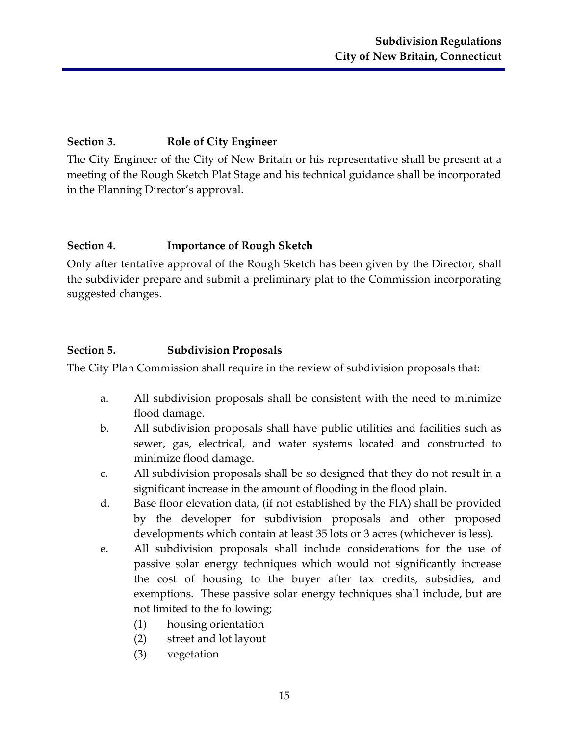## Section 3. Role of City Engineer

The City Engineer of the City of New Britain or his representative shall be present at a meeting of the Rough Sketch Plat Stage and his technical guidance shall be incorporated in the Planning Director's approval.

## Section 4. Importance of Rough Sketch

Only after tentative approval of the Rough Sketch has been given by the Director, shall the subdivider prepare and submit a preliminary plat to the Commission incorporating suggested changes.

## Section 5. Subdivision Proposals

The City Plan Commission shall require in the review of subdivision proposals that:

a. All subdivision proposals shall be consistent with the need to minimize flood damage.

b. All subdivision proposals shall have public utilities and facilities such as sewer, gas, electrical, and water systems located and constructed to minimize flood damage.

c. All subdivision proposals shall be so designed that they do not result in a significant increase in the amount of flooding in the flood plain.

d. Base floor elevation data, (if not established by the FIA) shall be provided by the developer for subdivision proposals and other proposed developments which contain at least 35 lots or 3 acres (whichever is less).

e. All subdivision proposals shall include considerations for the use of passive solar energy techniques which would not significantly increase the cost of housing to the buyer after tax credits, subsidies, and exemptions. These passive solar energy techniques shall include, but are not limited to the following;

   (1) housing orientation
   
   (2) street and lot layout
   
   (3) vegetation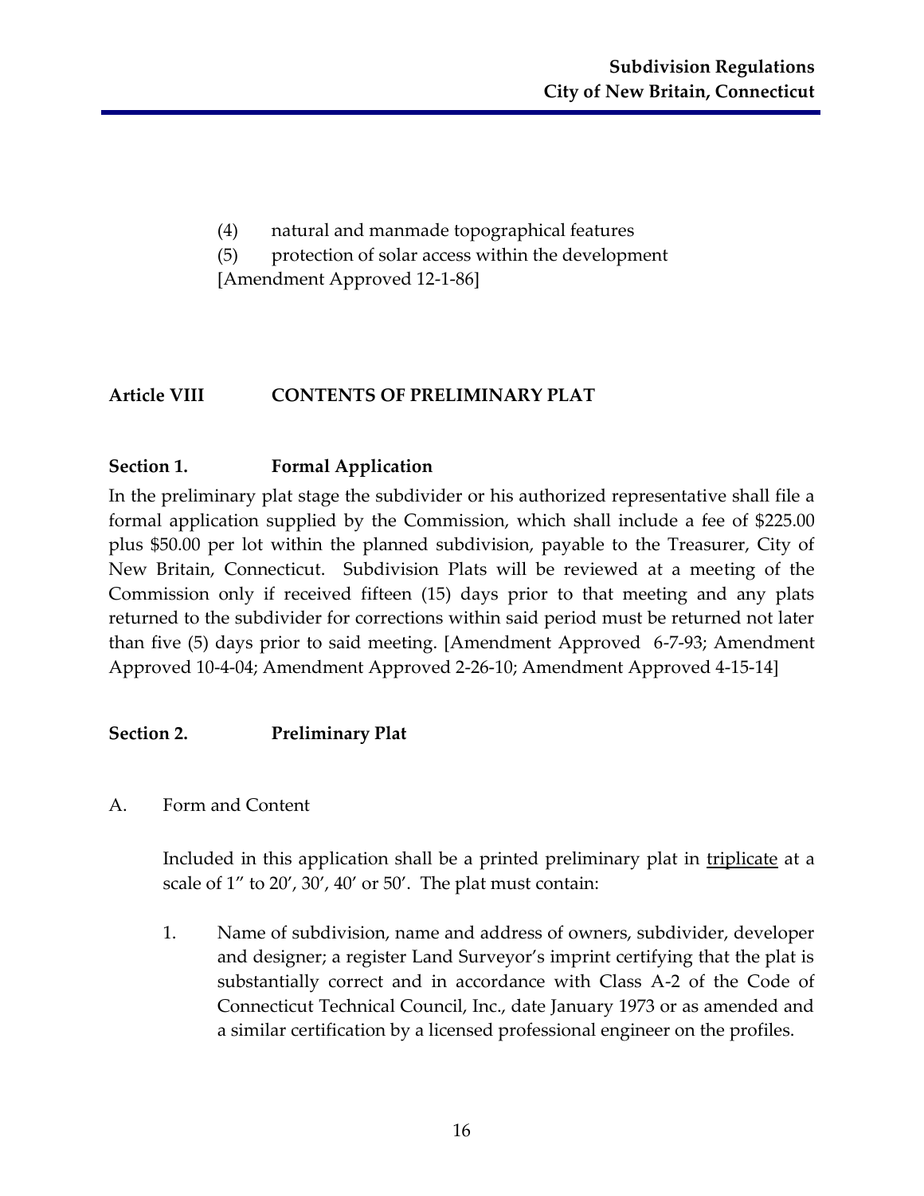(4) natural and manmade topographical features

(5) protection of solar access within the development

[Amendment Approved 12-1-86]

## Article VIII CONTENTS OF PRELIMINARY PLAT

### Section 1. Formal Application

In the preliminary plat stage the subdivider or his authorized representative shall file a formal application supplied by the Commission, which shall include a fee of $225.00 plus $50.00 per lot within the planned subdivision, payable to the Treasurer, City of New Britain, Connecticut. Subdivision Plats will be reviewed at a meeting of the Commission only if received fifteen (15) days prior to that meeting and any plats returned to the subdivider for corrections within said period must be returned not later than five (5) days prior to said meeting. [Amendment Approved 6-7-93; Amendment Approved 10-4-04; Amendment Approved 2-26-10; Amendment Approved 4-15-14]

### Section 2. Preliminary Plat

A. Form and Content

Included in this application shall be a printed preliminary plat in <u>triplicate</u> at a scale of 1" to 20', 30', 40' or 50'. The plat must contain:

1. Name of subdivision, name and address of owners, subdivider, developer and designer; a register Land Surveyor's imprint certifying that the plat is substantially correct and in accordance with Class A-2 of the Code of Connecticut Technical Council, Inc., date January 1973 or as amended and a similar certification by a licensed professional engineer on the profiles.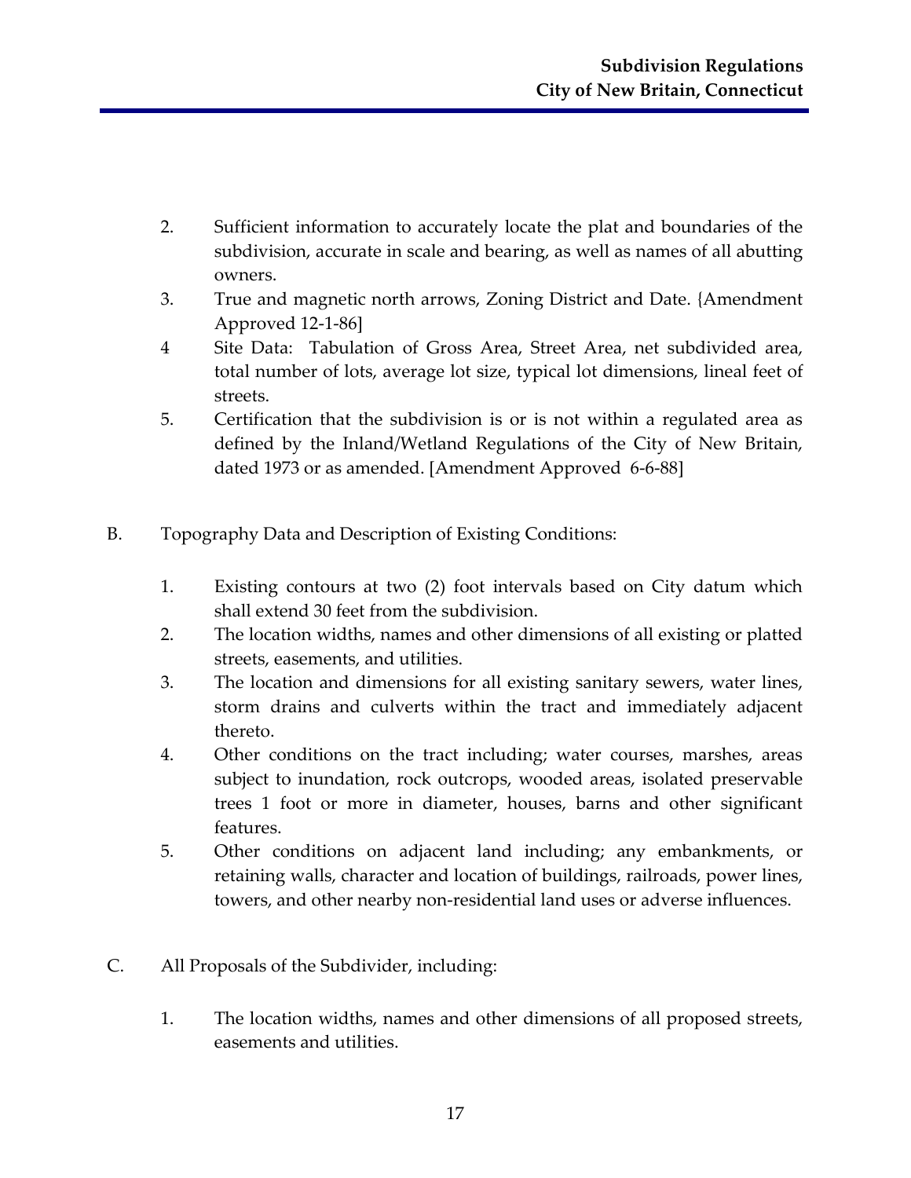2. Sufficient information to accurately locate the plat and boundaries of the subdivision, accurate in scale and bearing, as well as names of all abutting owners.
3. True and magnetic north arrows, Zoning District and Date. {Amendment Approved 12-1-86]
4 Site Data: Tabulation of Gross Area, Street Area, net subdivided area, total number of lots, average lot size, typical lot dimensions, lineal feet of streets.
5. Certification that the subdivision is or is not within a regulated area as defined by the Inland/Wetland Regulations of the City of New Britain, dated 1973 or as amended. [Amendment Approved 6-6-88]

B. Topography Data and Description of Existing Conditions:

1. Existing contours at two (2) foot intervals based on City datum which shall extend 30 feet from the subdivision.
2. The location widths, names and other dimensions of all existing or platted streets, easements, and utilities.
3. The location and dimensions for all existing sanitary sewers, water lines, storm drains and culverts within the tract and immediately adjacent thereto.
4. Other conditions on the tract including; water courses, marshes, areas subject to inundation, rock outcrops, wooded areas, isolated preservable trees 1 foot or more in diameter, houses, barns and other significant features.
5. Other conditions on adjacent land including; any embankments, or retaining walls, character and location of buildings, railroads, power lines, towers, and other nearby non-residential land uses or adverse influences.

C. All Proposals of the Subdivider, including:

1. The location widths, names and other dimensions of all proposed streets, easements and utilities.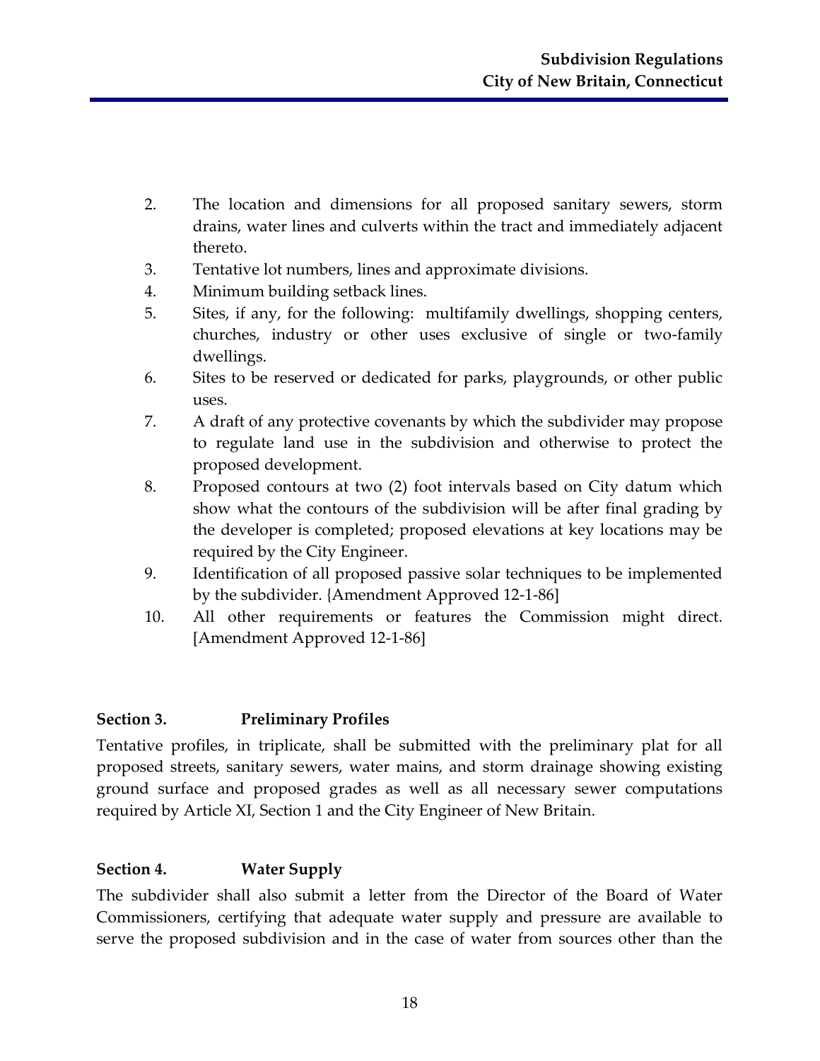2. The location and dimensions for all proposed sanitary sewers, storm drains, water lines and culverts within the tract and immediately adjacent thereto.
3. Tentative lot numbers, lines and approximate divisions.
4. Minimum building setback lines.
5. Sites, if any, for the following: multifamily dwellings, shopping centers, churches, industry or other uses exclusive of single or two-family dwellings.
6. Sites to be reserved or dedicated for parks, playgrounds, or other public uses.
7. A draft of any protective covenants by which the subdivider may propose to regulate land use in the subdivision and otherwise to protect the proposed development.
8. Proposed contours at two (2) foot intervals based on City datum which show what the contours of the subdivision will be after final grading by the developer is completed; proposed elevations at key locations may be required by the City Engineer.
9. Identification of all proposed passive solar techniques to be implemented by the subdivider. {Amendment Approved 12-1-86]
10. All other requirements or features the Commission might direct. [Amendment Approved 12-1-86]

**Section 3. Preliminary Profiles**

Tentative profiles, in triplicate, shall be submitted with the preliminary plat for all proposed streets, sanitary sewers, water mains, and storm drainage showing existing ground surface and proposed grades as well as all necessary sewer computations required by Article XI, Section 1 and the City Engineer of New Britain.

**Section 4. Water Supply**

The subdivider shall also submit a letter from the Director of the Board of Water Commissioners, certifying that adequate water supply and pressure are available to serve the proposed subdivision and in the case of water from sources other than the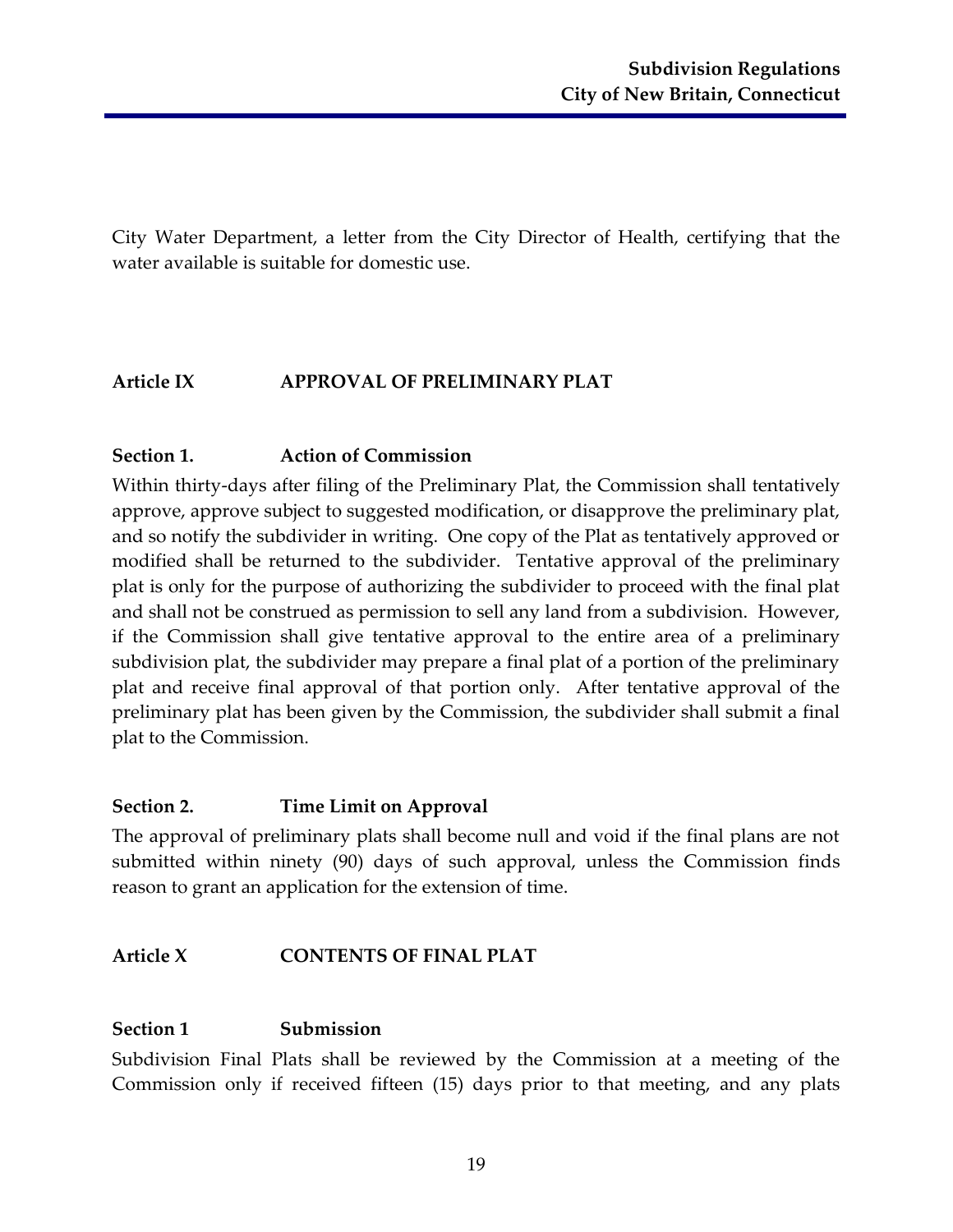City Water Department, a letter from the City Director of Health, certifying that the water available is suitable for domestic use.

## Article IX APPROVAL OF PRELIMINARY PLAT

### Section 1. Action of Commission

Within thirty-days after filing of the Preliminary Plat, the Commission shall tentatively approve, approve subject to suggested modification, or disapprove the preliminary plat, and so notify the subdivider in writing. One copy of the Plat as tentatively approved or modified shall be returned to the subdivider. Tentative approval of the preliminary plat is only for the purpose of authorizing the subdivider to proceed with the final plat and shall not be construed as permission to sell any land from a subdivision. However, if the Commission shall give tentative approval to the entire area of a preliminary subdivision plat, the subdivider may prepare a final plat of a portion of the preliminary plat and receive final approval of that portion only. After tentative approval of the preliminary plat has been given by the Commission, the subdivider shall submit a final plat to the Commission.

### Section 2. Time Limit on Approval

The approval of preliminary plats shall become null and void if the final plans are not submitted within ninety (90) days of such approval, unless the Commission finds reason to grant an application for the extension of time.

## Article X CONTENTS OF FINAL PLAT

### Section 1 Submission

Subdivision Final Plats shall be reviewed by the Commission at a meeting of the Commission only if received fifteen (15) days prior to that meeting, and any plats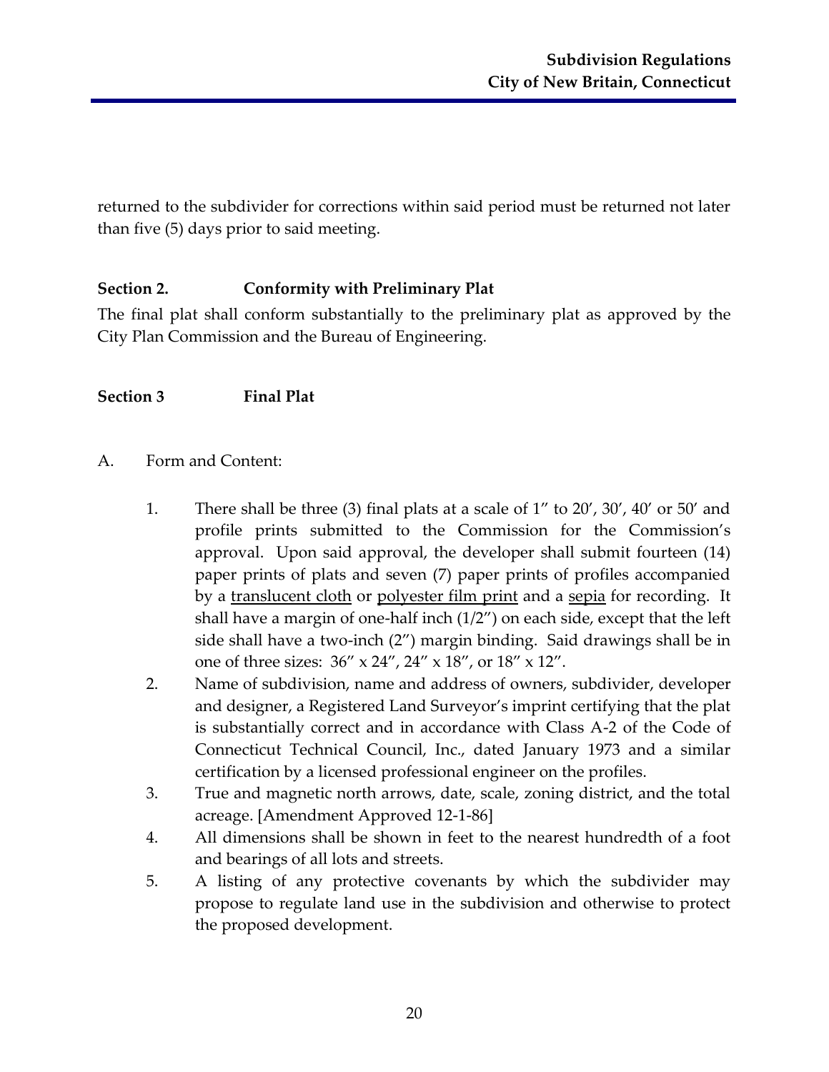returned to the subdivider for corrections within said period must be returned not later than five (5) days prior to said meeting.

**Section 2. Conformity with Preliminary Plat**

The final plat shall conform substantially to the preliminary plat as approved by the City Plan Commission and the Bureau of Engineering.

**Section 3 Final Plat**

A. Form and Content:

1. There shall be three (3) final plats at a scale of 1" to 20', 30', 40' or 50' and profile prints submitted to the Commission for the Commission's approval. Upon said approval, the developer shall submit fourteen (14) paper prints of plats and seven (7) paper prints of profiles accompanied by a <u>translucent cloth</u> or <u>polyester film print</u> and a <u>sepia</u> for recording. It shall have a margin of one-half inch (1/2") on each side, except that the left side shall have a two-inch (2") margin binding. Said drawings shall be in one of three sizes: 36" x 24", 24" x 18", or 18" x 12".
2. Name of subdivision, name and address of owners, subdivider, developer and designer, a Registered Land Surveyor's imprint certifying that the plat is substantially correct and in accordance with Class A-2 of the Code of Connecticut Technical Council, Inc., dated January 1973 and a similar certification by a licensed professional engineer on the profiles.
3. True and magnetic north arrows, date, scale, zoning district, and the total acreage. [Amendment Approved 12-1-86]
4. All dimensions shall be shown in feet to the nearest hundredth of a foot and bearings of all lots and streets.
5. A listing of any protective covenants by which the subdivider may propose to regulate land use in the subdivision and otherwise to protect the proposed development.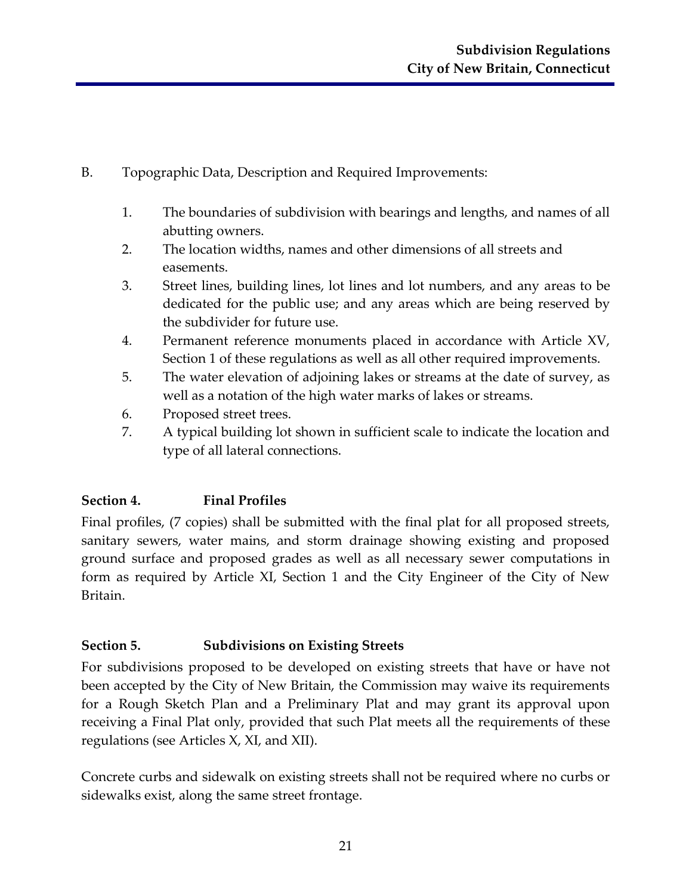B. Topographic Data, Description and Required Improvements:

1. The boundaries of subdivision with bearings and lengths, and names of all abutting owners.
2. The location widths, names and other dimensions of all streets and easements.
3. Street lines, building lines, lot lines and lot numbers, and any areas to be dedicated for the public use; and any areas which are being reserved by the subdivider for future use.
4. Permanent reference monuments placed in accordance with Article XV, Section 1 of these regulations as well as all other required improvements.
5. The water elevation of adjoining lakes or streams at the date of survey, as well as a notation of the high water marks of lakes or streams.
6. Proposed street trees.
7. A typical building lot shown in sufficient scale to indicate the location and type of all lateral connections.

**Section 4. Final Profiles**

Final profiles, (7 copies) shall be submitted with the final plat for all proposed streets, sanitary sewers, water mains, and storm drainage showing existing and proposed ground surface and proposed grades as well as all necessary sewer computations in form as required by Article XI, Section 1 and the City Engineer of the City of New Britain.

**Section 5. Subdivisions on Existing Streets**

For subdivisions proposed to be developed on existing streets that have or have not been accepted by the City of New Britain, the Commission may waive its requirements for a Rough Sketch Plan and a Preliminary Plat and may grant its approval upon receiving a Final Plat only, provided that such Plat meets all the requirements of these regulations (see Articles X, XI, and XII).

Concrete curbs and sidewalk on existing streets shall not be required where no curbs or sidewalks exist, along the same street frontage.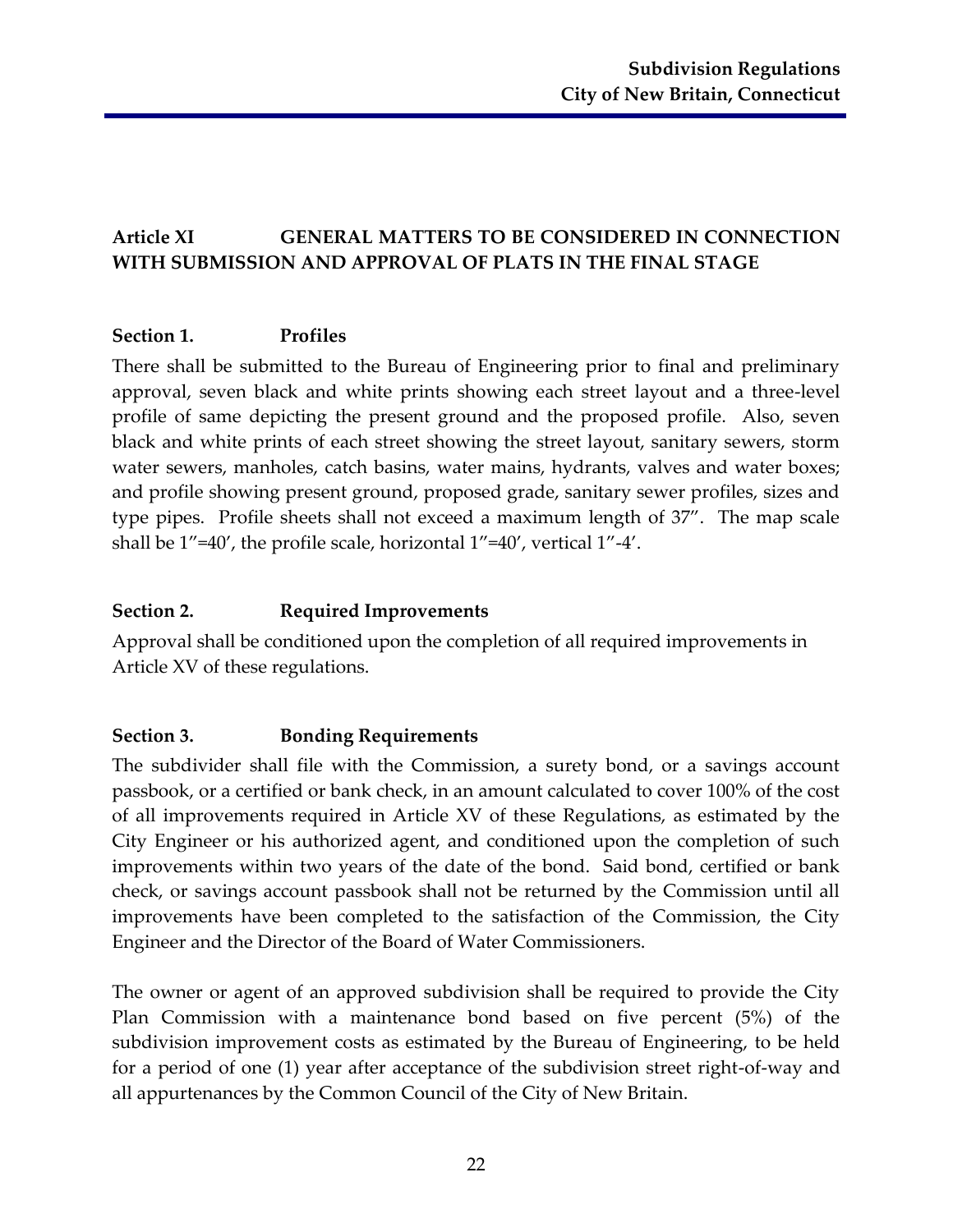## Article XI GENERAL MATTERS TO BE CONSIDERED IN CONNECTION WITH SUBMISSION AND APPROVAL OF PLATS IN THE FINAL STAGE

### Section 1. Profiles

There shall be submitted to the Bureau of Engineering prior to final and preliminary approval, seven black and white prints showing each street layout and a three-level profile of same depicting the present ground and the proposed profile. Also, seven black and white prints of each street showing the street layout, sanitary sewers, storm water sewers, manholes, catch basins, water mains, hydrants, valves and water boxes; and profile showing present ground, proposed grade, sanitary sewer profiles, sizes and type pipes. Profile sheets shall not exceed a maximum length of 37". The map scale shall be 1"=40', the profile scale, horizontal 1"=40', vertical 1"-4'.

### Section 2. Required Improvements

Approval shall be conditioned upon the completion of all required improvements in Article XV of these regulations.

### Section 3. Bonding Requirements

The subdivider shall file with the Commission, a surety bond, or a savings account passbook, or a certified or bank check, in an amount calculated to cover 100% of the cost of all improvements required in Article XV of these Regulations, as estimated by the City Engineer or his authorized agent, and conditioned upon the completion of such improvements within two years of the date of the bond. Said bond, certified or bank check, or savings account passbook shall not be returned by the Commission until all improvements have been completed to the satisfaction of the Commission, the City Engineer and the Director of the Board of Water Commissioners.

The owner or agent of an approved subdivision shall be required to provide the City Plan Commission with a maintenance bond based on five percent (5%) of the subdivision improvement costs as estimated by the Bureau of Engineering, to be held for a period of one (1) year after acceptance of the subdivision street right-of-way and all appurtenances by the Common Council of the City of New Britain.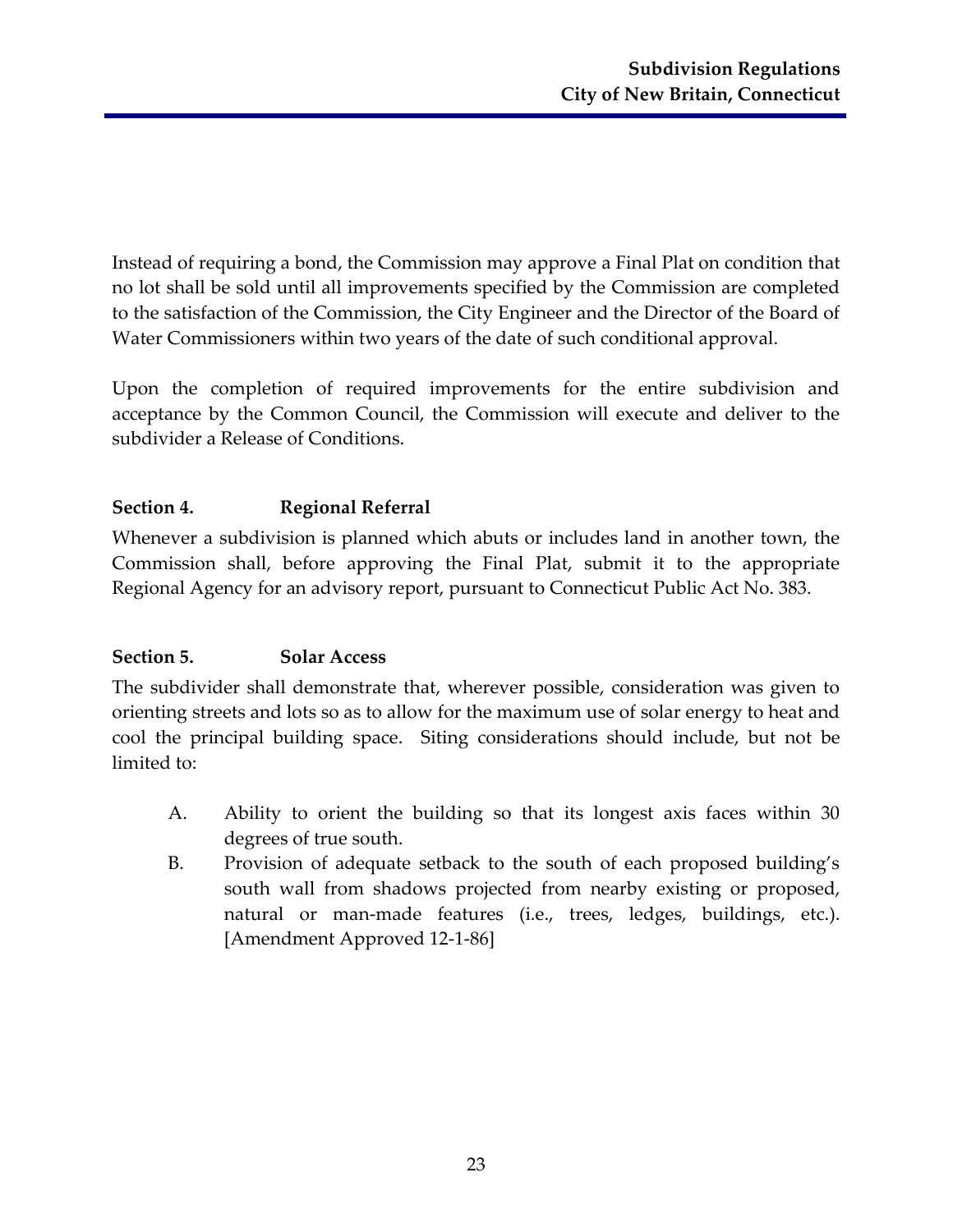Instead of requiring a bond, the Commission may approve a Final Plat on condition that no lot shall be sold until all improvements specified by the Commission are completed to the satisfaction of the Commission, the City Engineer and the Director of the Board of Water Commissioners within two years of the date of such conditional approval.

Upon the completion of required improvements for the entire subdivision and acceptance by the Common Council, the Commission will execute and deliver to the subdivider a Release of Conditions.

### Section 4. Regional Referral

Whenever a subdivision is planned which abuts or includes land in another town, the Commission shall, before approving the Final Plat, submit it to the appropriate Regional Agency for an advisory report, pursuant to Connecticut Public Act No. 383.

### Section 5. Solar Access

The subdivider shall demonstrate that, wherever possible, consideration was given to orienting streets and lots so as to allow for the maximum use of solar energy to heat and cool the principal building space. Siting considerations should include, but not be limited to:

A. Ability to orient the building so that its longest axis faces within 30 degrees of true south.

B. Provision of adequate setback to the south of each proposed building's south wall from shadows projected from nearby existing or proposed, natural or man-made features (i.e., trees, ledges, buildings, etc.). [Amendment Approved 12-1-86]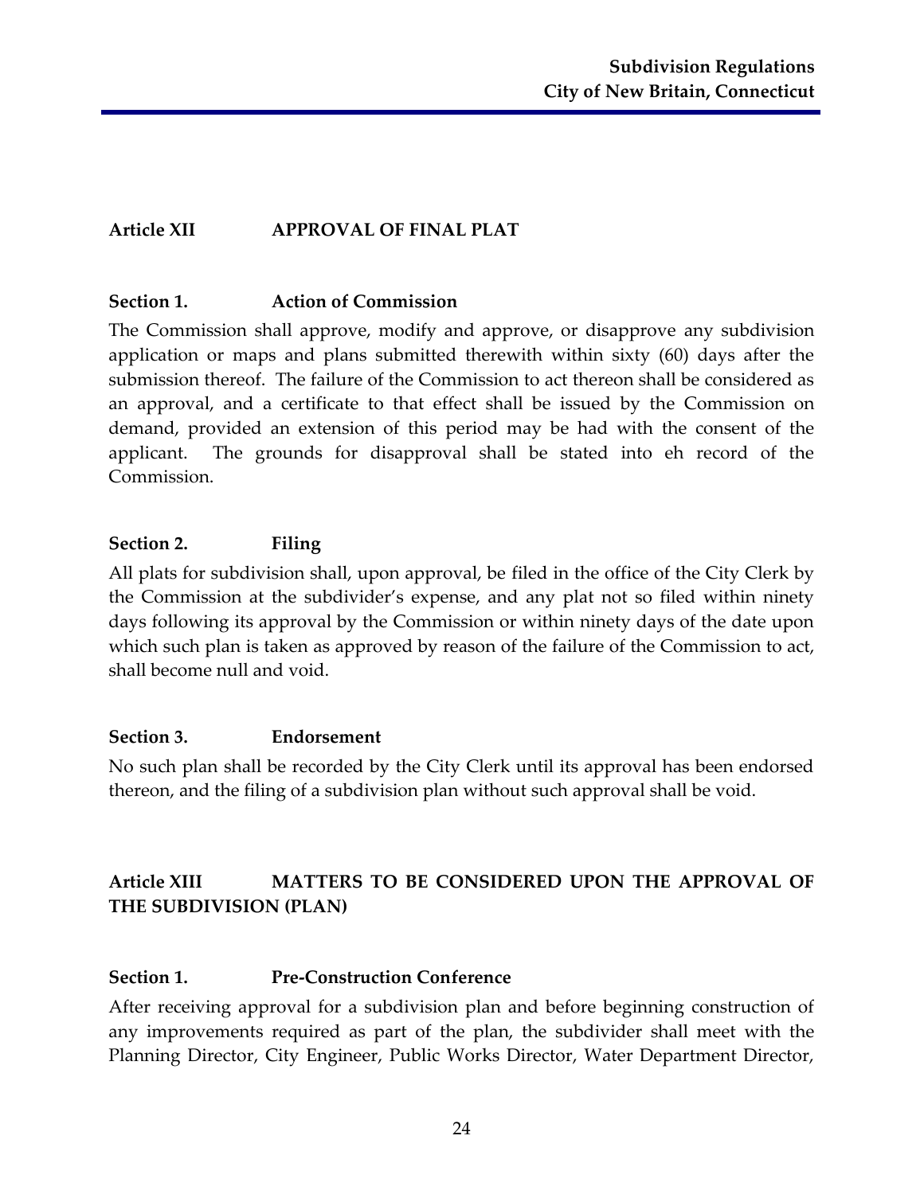## Article XII APPROVAL OF FINAL PLAT

### Section 1. Action of Commission

The Commission shall approve, modify and approve, or disapprove any subdivision application or maps and plans submitted therewith within sixty (60) days after the submission thereof. The failure of the Commission to act thereon shall be considered as an approval, and a certificate to that effect shall be issued by the Commission on demand, provided an extension of this period may be had with the consent of the applicant. The grounds for disapproval shall be stated into eh record of the Commission.

### Section 2. Filing

All plats for subdivision shall, upon approval, be filed in the office of the City Clerk by the Commission at the subdivider's expense, and any plat not so filed within ninety days following its approval by the Commission or within ninety days of the date upon which such plan is taken as approved by reason of the failure of the Commission to act, shall become null and void.

### Section 3. Endorsement

No such plan shall be recorded by the City Clerk until its approval has been endorsed thereon, and the filing of a subdivision plan without such approval shall be void.

## Article XIII MATTERS TO BE CONSIDERED UPON THE APPROVAL OF THE SUBDIVISION (PLAN)

### Section 1. Pre-Construction Conference

After receiving approval for a subdivision plan and before beginning construction of any improvements required as part of the plan, the subdivider shall meet with the Planning Director, City Engineer, Public Works Director, Water Department Director,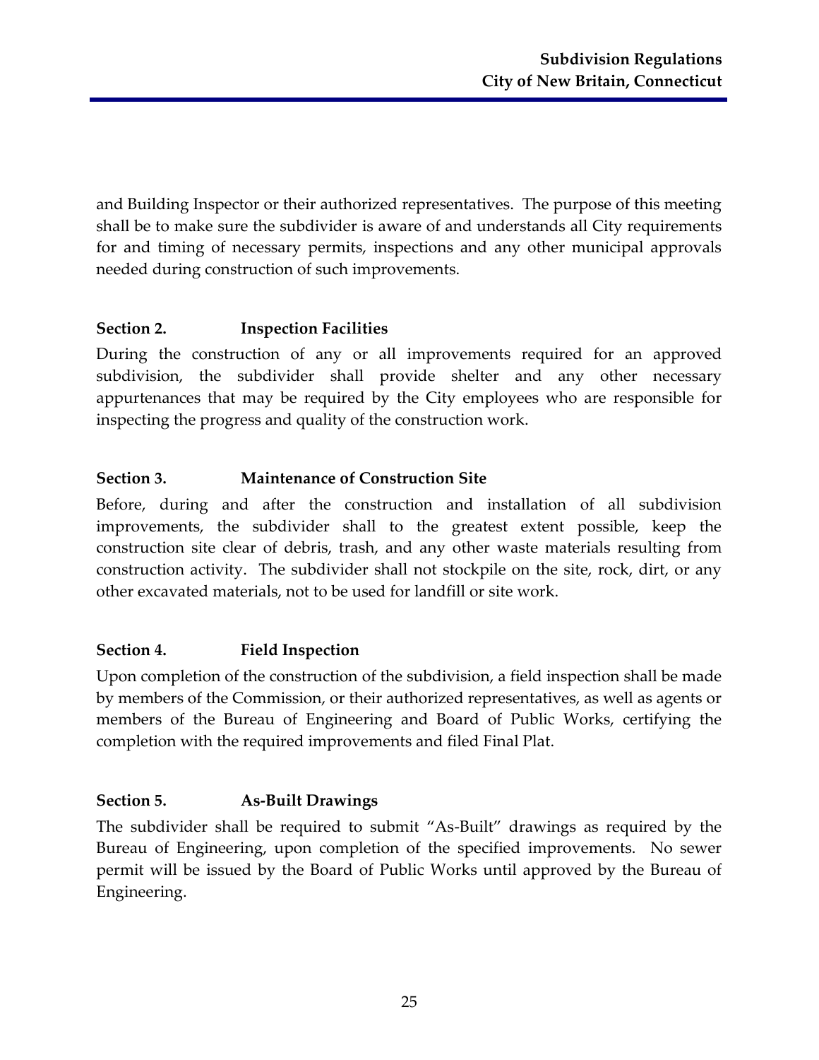and Building Inspector or their authorized representatives. The purpose of this meeting shall be to make sure the subdivider is aware of and understands all City requirements for and timing of necessary permits, inspections and any other municipal approvals needed during construction of such improvements.

### Section 2. Inspection Facilities

During the construction of any or all improvements required for an approved subdivision, the subdivider shall provide shelter and any other necessary appurtenances that may be required by the City employees who are responsible for inspecting the progress and quality of the construction work.

### Section 3. Maintenance of Construction Site

Before, during and after the construction and installation of all subdivision improvements, the subdivider shall to the greatest extent possible, keep the construction site clear of debris, trash, and any other waste materials resulting from construction activity. The subdivider shall not stockpile on the site, rock, dirt, or any other excavated materials, not to be used for landfill or site work.

### Section 4. Field Inspection

Upon completion of the construction of the subdivision, a field inspection shall be made by members of the Commission, or their authorized representatives, as well as agents or members of the Bureau of Engineering and Board of Public Works, certifying the completion with the required improvements and filed Final Plat.

### Section 5. As-Built Drawings

The subdivider shall be required to submit "As-Built" drawings as required by the Bureau of Engineering, upon completion of the specified improvements. No sewer permit will be issued by the Board of Public Works until approved by the Bureau of Engineering.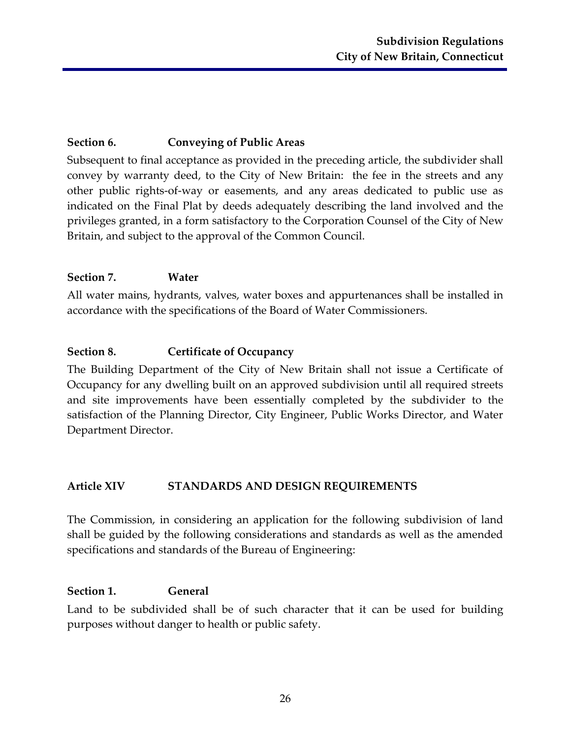### Section 6. Conveying of Public Areas

Subsequent to final acceptance as provided in the preceding article, the subdivider shall convey by warranty deed, to the City of New Britain: the fee in the streets and any other public rights-of-way or easements, and any areas dedicated to public use as indicated on the Final Plat by deeds adequately describing the land involved and the privileges granted, in a form satisfactory to the Corporation Counsel of the City of New Britain, and subject to the approval of the Common Council.

### Section 7. Water

All water mains, hydrants, valves, water boxes and appurtenances shall be installed in accordance with the specifications of the Board of Water Commissioners.

### Section 8. Certificate of Occupancy

The Building Department of the City of New Britain shall not issue a Certificate of Occupancy for any dwelling built on an approved subdivision until all required streets and site improvements have been essentially completed by the subdivider to the satisfaction of the Planning Director, City Engineer, Public Works Director, and Water Department Director.

## Article XIV STANDARDS AND DESIGN REQUIREMENTS

The Commission, in considering an application for the following subdivision of land shall be guided by the following considerations and standards as well as the amended specifications and standards of the Bureau of Engineering:

### Section 1. General

Land to be subdivided shall be of such character that it can be used for building purposes without danger to health or public safety.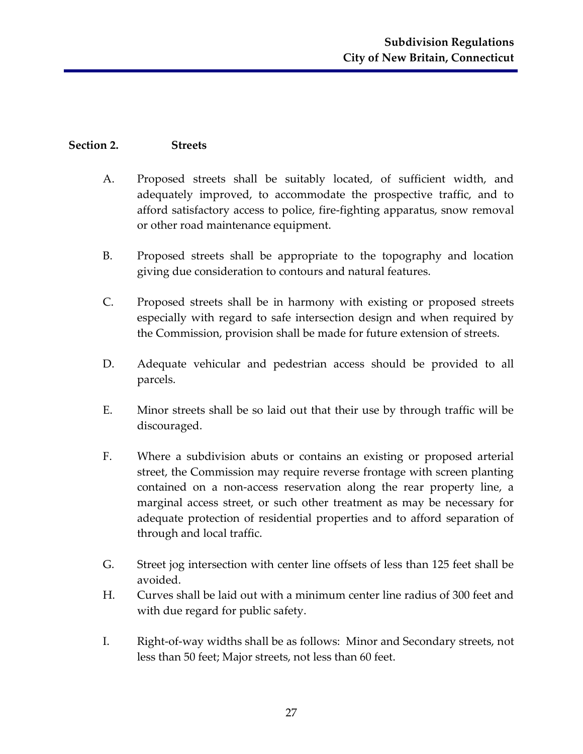## Section 2. Streets

A. Proposed streets shall be suitably located, of sufficient width, and adequately improved, to accommodate the prospective traffic, and to afford satisfactory access to police, fire-fighting apparatus, snow removal or other road maintenance equipment.

B. Proposed streets shall be appropriate to the topography and location giving due consideration to contours and natural features.

C. Proposed streets shall be in harmony with existing or proposed streets especially with regard to safe intersection design and when required by the Commission, provision shall be made for future extension of streets.

D. Adequate vehicular and pedestrian access should be provided to all parcels.

E. Minor streets shall be so laid out that their use by through traffic will be discouraged.

F. Where a subdivision abuts or contains an existing or proposed arterial street, the Commission may require reverse frontage with screen planting contained on a non-access reservation along the rear property line, a marginal access street, or such other treatment as may be necessary for adequate protection of residential properties and to afford separation of through and local traffic.

G. Street jog intersection with center line offsets of less than 125 feet shall be avoided.

H. Curves shall be laid out with a minimum center line radius of 300 feet and with due regard for public safety.

I. Right-of-way widths shall be as follows: Minor and Secondary streets, not less than 50 feet; Major streets, not less than 60 feet.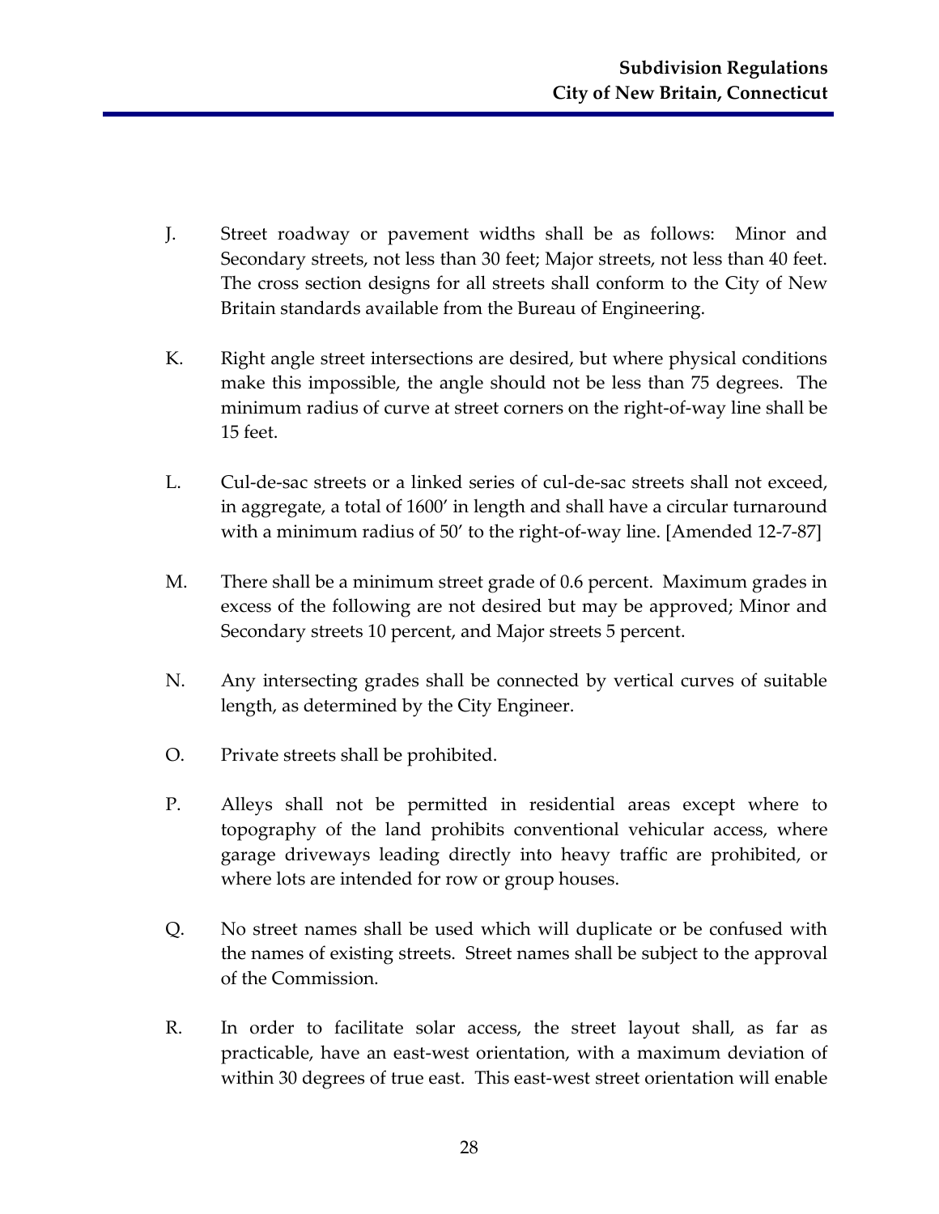J. Street roadway or pavement widths shall be as follows: Minor and Secondary streets, not less than 30 feet; Major streets, not less than 40 feet. The cross section designs for all streets shall conform to the City of New Britain standards available from the Bureau of Engineering.

K. Right angle street intersections are desired, but where physical conditions make this impossible, the angle should not be less than 75 degrees. The minimum radius of curve at street corners on the right-of-way line shall be 15 feet.

L. Cul-de-sac streets or a linked series of cul-de-sac streets shall not exceed, in aggregate, a total of 1600' in length and shall have a circular turnaround with a minimum radius of 50' to the right-of-way line. [Amended 12-7-87]

M. There shall be a minimum street grade of 0.6 percent. Maximum grades in excess of the following are not desired but may be approved; Minor and Secondary streets 10 percent, and Major streets 5 percent.

N. Any intersecting grades shall be connected by vertical curves of suitable length, as determined by the City Engineer.

O. Private streets shall be prohibited.

P. Alleys shall not be permitted in residential areas except where to topography of the land prohibits conventional vehicular access, where garage driveways leading directly into heavy traffic are prohibited, or where lots are intended for row or group houses.

Q. No street names shall be used which will duplicate or be confused with the names of existing streets. Street names shall be subject to the approval of the Commission.

R. In order to facilitate solar access, the street layout shall, as far as practicable, have an east-west orientation, with a maximum deviation of within 30 degrees of true east. This east-west street orientation will enable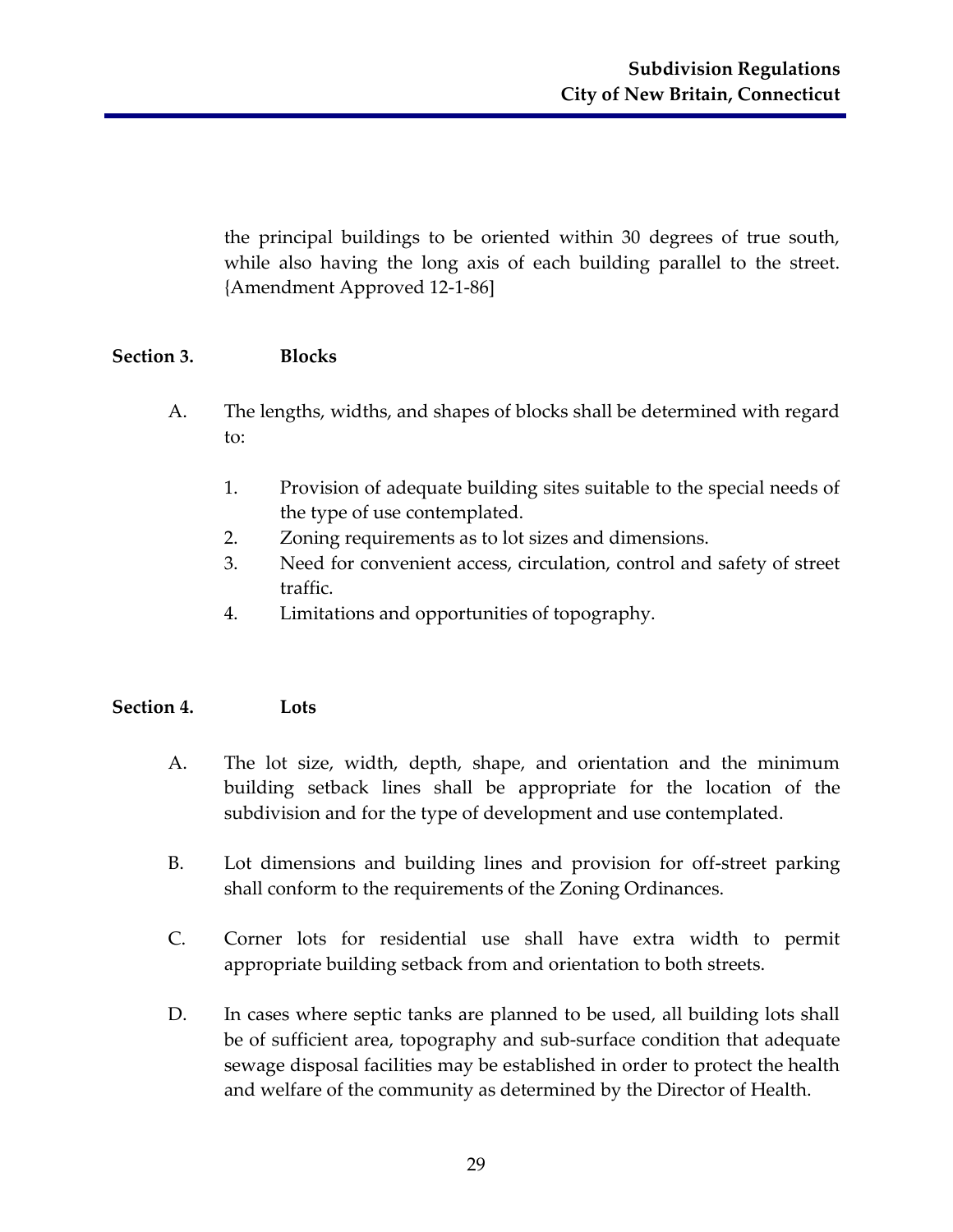the principal buildings to be oriented within 30 degrees of true south, while also having the long axis of each building parallel to the street. {Amendment Approved 12-1-86]

## Section 3. Blocks

A. The lengths, widths, and shapes of blocks shall be determined with regard to:

1. Provision of adequate building sites suitable to the special needs of the type of use contemplated.
2. Zoning requirements as to lot sizes and dimensions.
3. Need for convenient access, circulation, control and safety of street traffic.
4. Limitations and opportunities of topography.

## Section 4. Lots

A. The lot size, width, depth, shape, and orientation and the minimum building setback lines shall be appropriate for the location of the subdivision and for the type of development and use contemplated.

B. Lot dimensions and building lines and provision for off-street parking shall conform to the requirements of the Zoning Ordinances.

C. Corner lots for residential use shall have extra width to permit appropriate building setback from and orientation to both streets.

D. In cases where septic tanks are planned to be used, all building lots shall be of sufficient area, topography and sub-surface condition that adequate sewage disposal facilities may be established in order to protect the health and welfare of the community as determined by the Director of Health.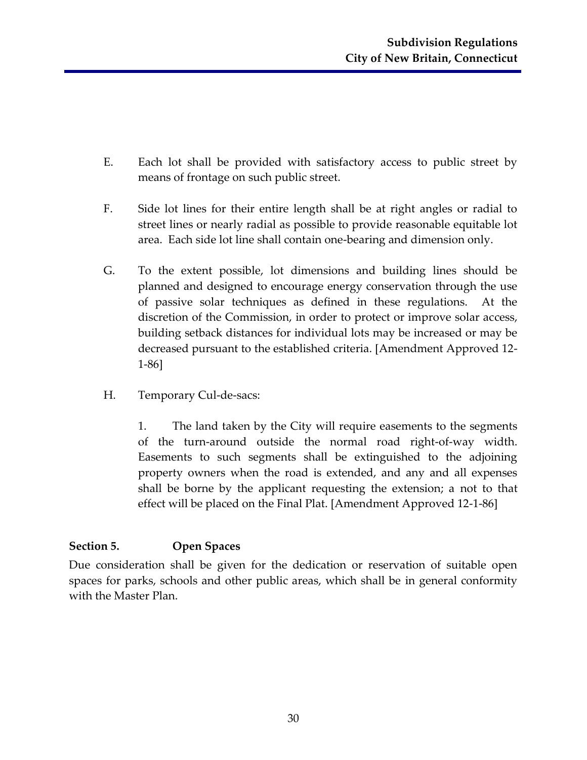E. Each lot shall be provided with satisfactory access to public street by means of frontage on such public street.

F. Side lot lines for their entire length shall be at right angles or radial to street lines or nearly radial as possible to provide reasonable equitable lot area. Each side lot line shall contain one-bearing and dimension only.

G. To the extent possible, lot dimensions and building lines should be planned and designed to encourage energy conservation through the use of passive solar techniques as defined in these regulations. At the discretion of the Commission, in order to protect or improve solar access, building setback distances for individual lots may be increased or may be decreased pursuant to the established criteria. [Amendment Approved 12-1-86]

H. Temporary Cul-de-sacs:

1. The land taken by the City will require easements to the segments of the turn-around outside the normal road right-of-way width. Easements to such segments shall be extinguished to the adjoining property owners when the road is extended, and any and all expenses shall be borne by the applicant requesting the extension; a not to that effect will be placed on the Final Plat. [Amendment Approved 12-1-86]

## Section 5. Open Spaces

Due consideration shall be given for the dedication or reservation of suitable open spaces for parks, schools and other public areas, which shall be in general conformity with the Master Plan.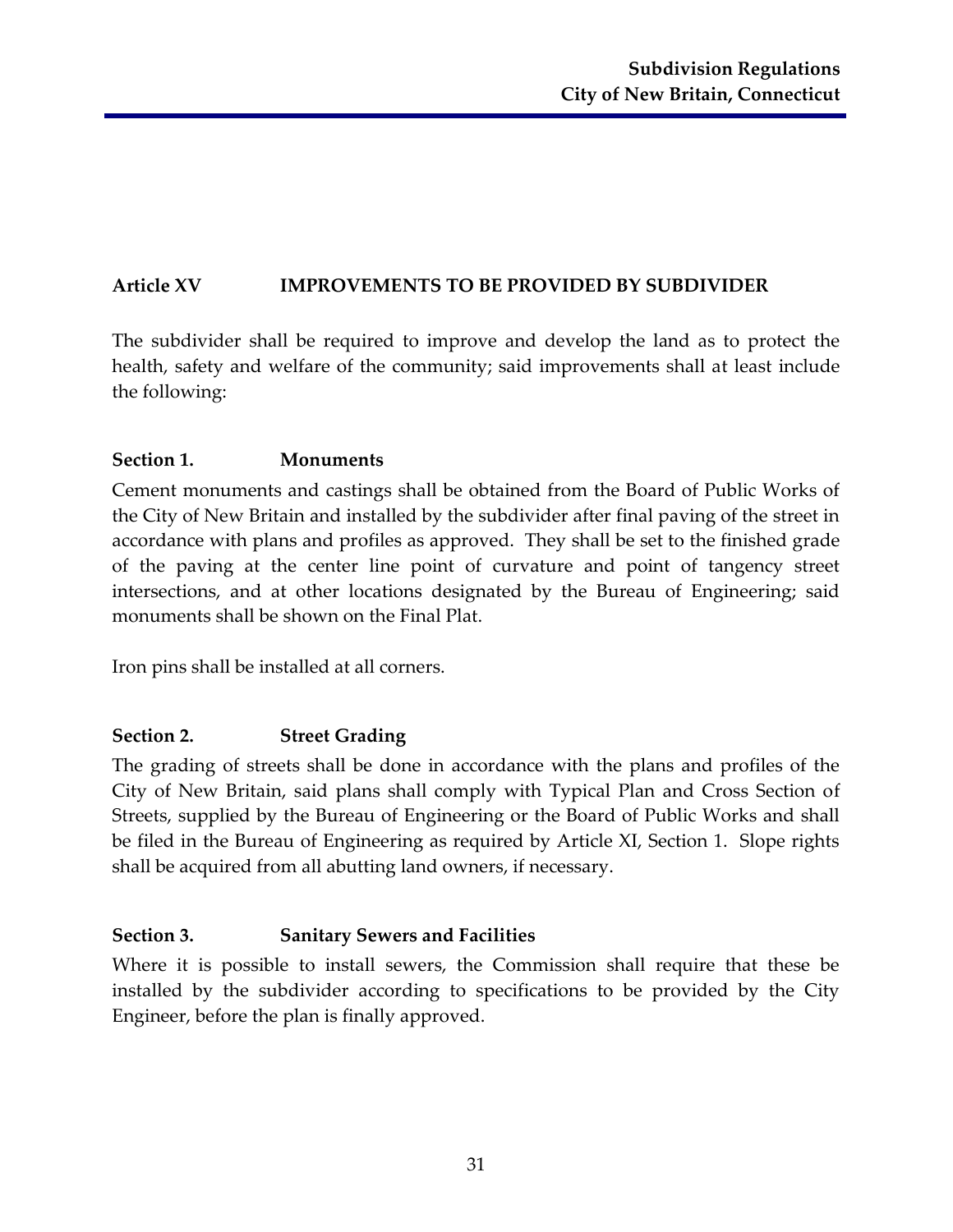## Article XV IMPROVEMENTS TO BE PROVIDED BY SUBDIVIDER

The subdivider shall be required to improve and develop the land as to protect the health, safety and welfare of the community; said improvements shall at least include the following:

### Section 1. Monuments

Cement monuments and castings shall be obtained from the Board of Public Works of the City of New Britain and installed by the subdivider after final paving of the street in accordance with plans and profiles as approved. They shall be set to the finished grade of the paving at the center line point of curvature and point of tangency street intersections, and at other locations designated by the Bureau of Engineering; said monuments shall be shown on the Final Plat.

Iron pins shall be installed at all corners.

### Section 2. Street Grading

The grading of streets shall be done in accordance with the plans and profiles of the City of New Britain, said plans shall comply with Typical Plan and Cross Section of Streets, supplied by the Bureau of Engineering or the Board of Public Works and shall be filed in the Bureau of Engineering as required by Article XI, Section 1. Slope rights shall be acquired from all abutting land owners, if necessary.

### Section 3. Sanitary Sewers and Facilities

Where it is possible to install sewers, the Commission shall require that these be installed by the subdivider according to specifications to be provided by the City Engineer, before the plan is finally approved.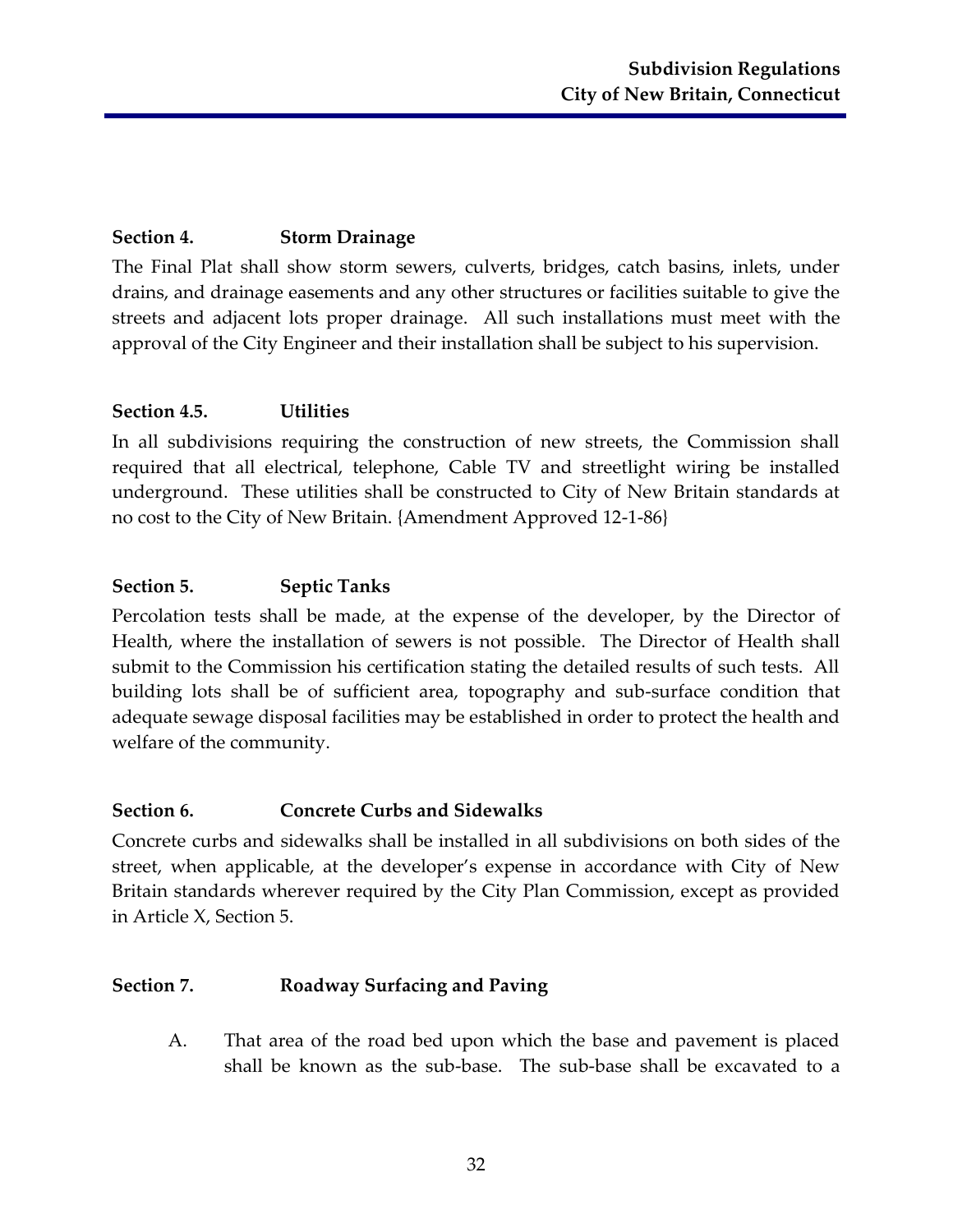### Section 4. Storm Drainage

The Final Plat shall show storm sewers, culverts, bridges, catch basins, inlets, under drains, and drainage easements and any other structures or facilities suitable to give the streets and adjacent lots proper drainage. All such installations must meet with the approval of the City Engineer and their installation shall be subject to his supervision.

### Section 4.5. Utilities

In all subdivisions requiring the construction of new streets, the Commission shall required that all electrical, telephone, Cable TV and streetlight wiring be installed underground. These utilities shall be constructed to City of New Britain standards at no cost to the City of New Britain. {Amendment Approved 12-1-86}

### Section 5. Septic Tanks

Percolation tests shall be made, at the expense of the developer, by the Director of Health, where the installation of sewers is not possible. The Director of Health shall submit to the Commission his certification stating the detailed results of such tests. All building lots shall be of sufficient area, topography and sub-surface condition that adequate sewage disposal facilities may be established in order to protect the health and welfare of the community.

### Section 6. Concrete Curbs and Sidewalks

Concrete curbs and sidewalks shall be installed in all subdivisions on both sides of the street, when applicable, at the developer's expense in accordance with City of New Britain standards wherever required by the City Plan Commission, except as provided in Article X, Section 5.

### Section 7. Roadway Surfacing and Paving

A. That area of the road bed upon which the base and pavement is placed shall be known as the sub-base. The sub-base shall be excavated to a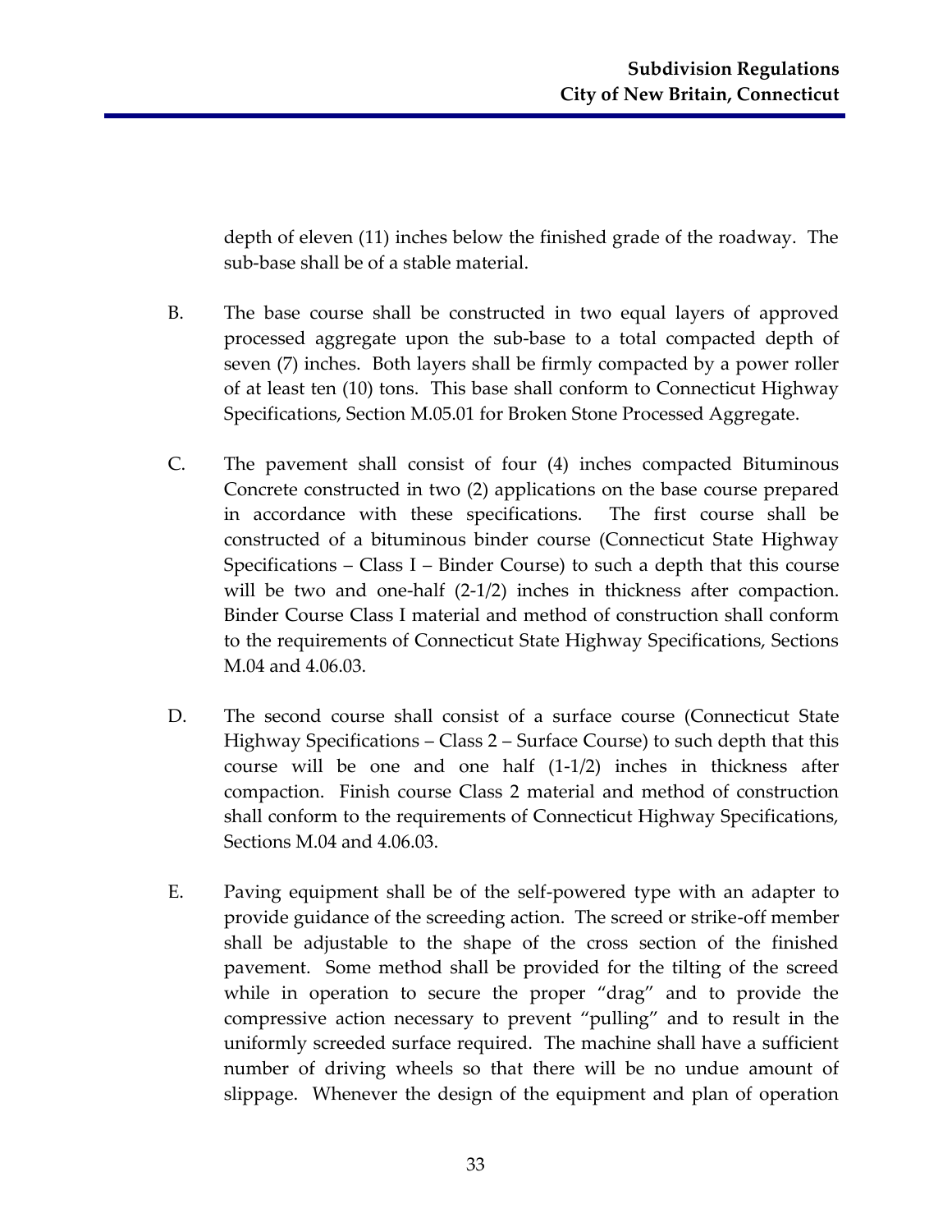depth of eleven (11) inches below the finished grade of the roadway. The sub-base shall be of a stable material.

B. The base course shall be constructed in two equal layers of approved processed aggregate upon the sub-base to a total compacted depth of seven (7) inches. Both layers shall be firmly compacted by a power roller of at least ten (10) tons. This base shall conform to Connecticut Highway Specifications, Section M.05.01 for Broken Stone Processed Aggregate.

C. The pavement shall consist of four (4) inches compacted Bituminous Concrete constructed in two (2) applications on the base course prepared in accordance with these specifications. The first course shall be constructed of a bituminous binder course (Connecticut State Highway Specifications – Class I – Binder Course) to such a depth that this course will be two and one-half (2-1/2) inches in thickness after compaction. Binder Course Class I material and method of construction shall conform to the requirements of Connecticut State Highway Specifications, Sections M.04 and 4.06.03.

D. The second course shall consist of a surface course (Connecticut State Highway Specifications – Class 2 – Surface Course) to such depth that this course will be one and one half (1-1/2) inches in thickness after compaction. Finish course Class 2 material and method of construction shall conform to the requirements of Connecticut Highway Specifications, Sections M.04 and 4.06.03.

E. Paving equipment shall be of the self-powered type with an adapter to provide guidance of the screeding action. The screed or strike-off member shall be adjustable to the shape of the cross section of the finished pavement. Some method shall be provided for the tilting of the screed while in operation to secure the proper "drag" and to provide the compressive action necessary to prevent "pulling" and to result in the uniformly screeded surface required. The machine shall have a sufficient number of driving wheels so that there will be no undue amount of slippage. Whenever the design of the equipment and plan of operation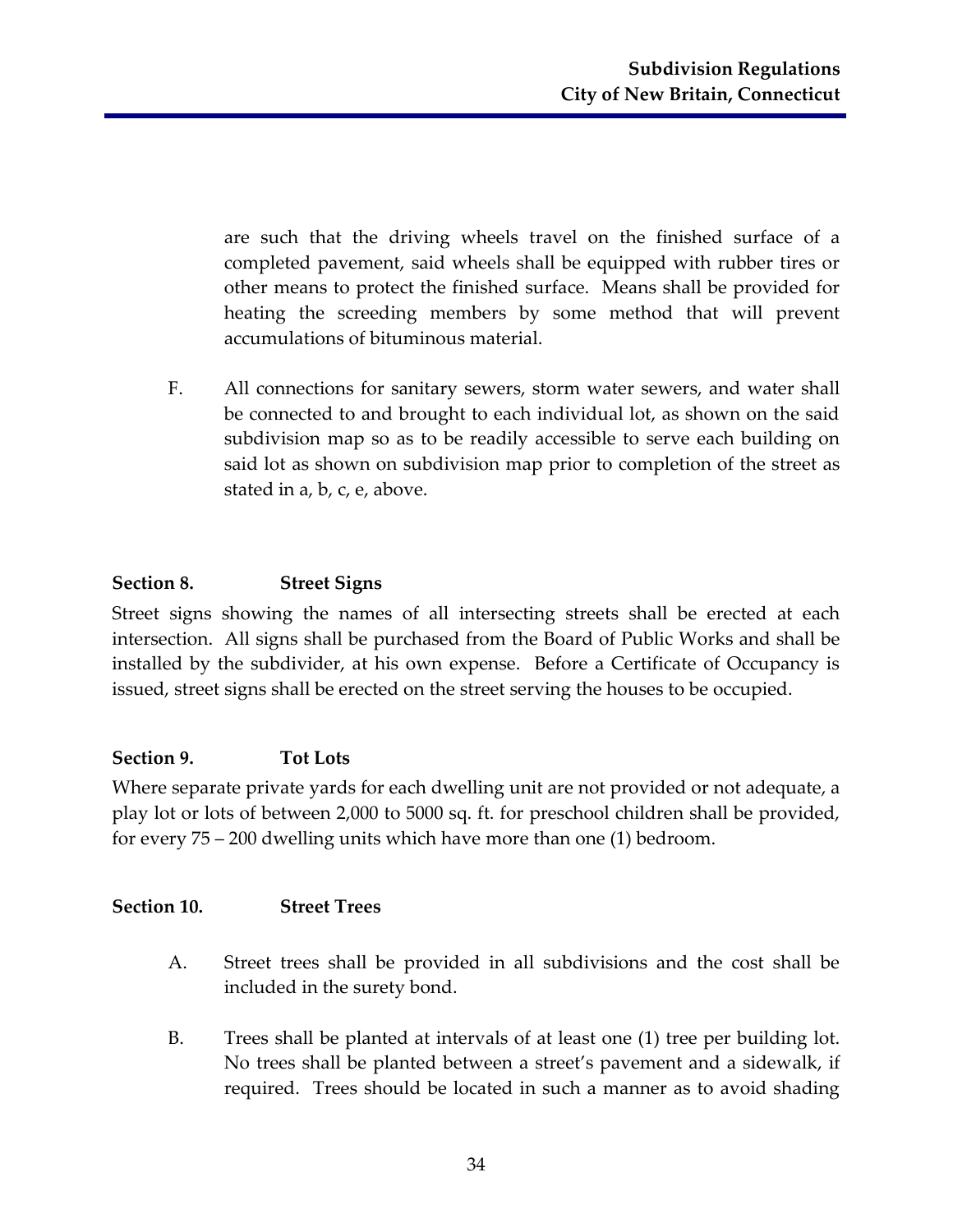are such that the driving wheels travel on the finished surface of a completed pavement, said wheels shall be equipped with rubber tires or other means to protect the finished surface. Means shall be provided for heating the screeding members by some method that will prevent accumulations of bituminous material.

F. All connections for sanitary sewers, storm water sewers, and water shall be connected to and brought to each individual lot, as shown on the said subdivision map so as to be readily accessible to serve each building on said lot as shown on subdivision map prior to completion of the street as stated in a, b, c, e, above.

**Section 8. Street Signs**

Street signs showing the names of all intersecting streets shall be erected at each intersection. All signs shall be purchased from the Board of Public Works and shall be installed by the subdivider, at his own expense. Before a Certificate of Occupancy is issued, street signs shall be erected on the street serving the houses to be occupied.

**Section 9. Tot Lots**

Where separate private yards for each dwelling unit are not provided or not adequate, a play lot or lots of between 2,000 to 5000 sq. ft. for preschool children shall be provided, for every 75 – 200 dwelling units which have more than one (1) bedroom.

**Section 10. Street Trees**

A. Street trees shall be provided in all subdivisions and the cost shall be included in the surety bond.

B. Trees shall be planted at intervals of at least one (1) tree per building lot. No trees shall be planted between a street's pavement and a sidewalk, if required. Trees should be located in such a manner as to avoid shading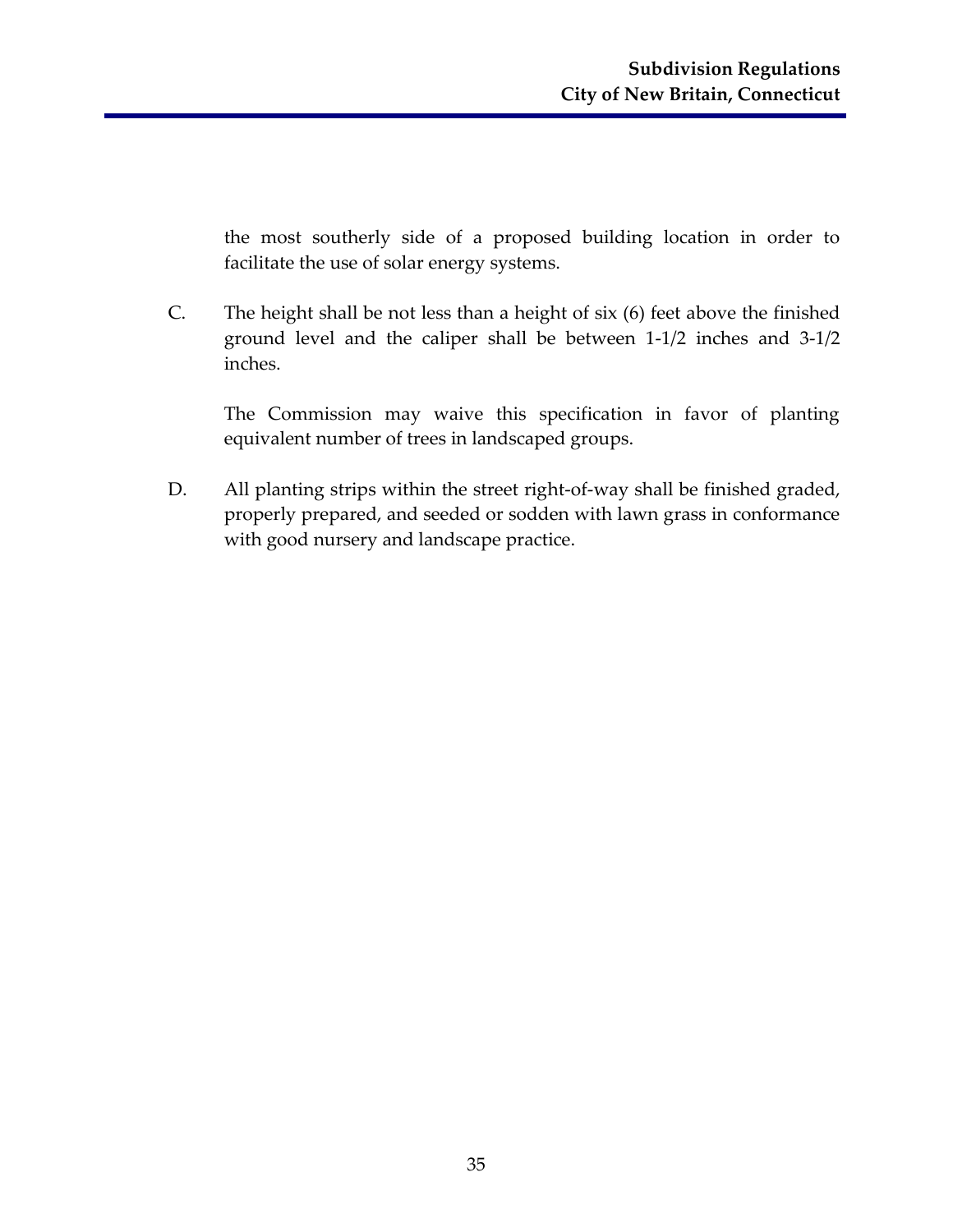the most southerly side of a proposed building location in order to facilitate the use of solar energy systems.

C. The height shall be not less than a height of six (6) feet above the finished ground level and the caliper shall be between 1-1/2 inches and 3-1/2 inches.

   The Commission may waive this specification in favor of planting equivalent number of trees in landscaped groups.

D. All planting strips within the street right-of-way shall be finished graded, properly prepared, and seeded or sodden with lawn grass in conformance with good nursery and landscape practice.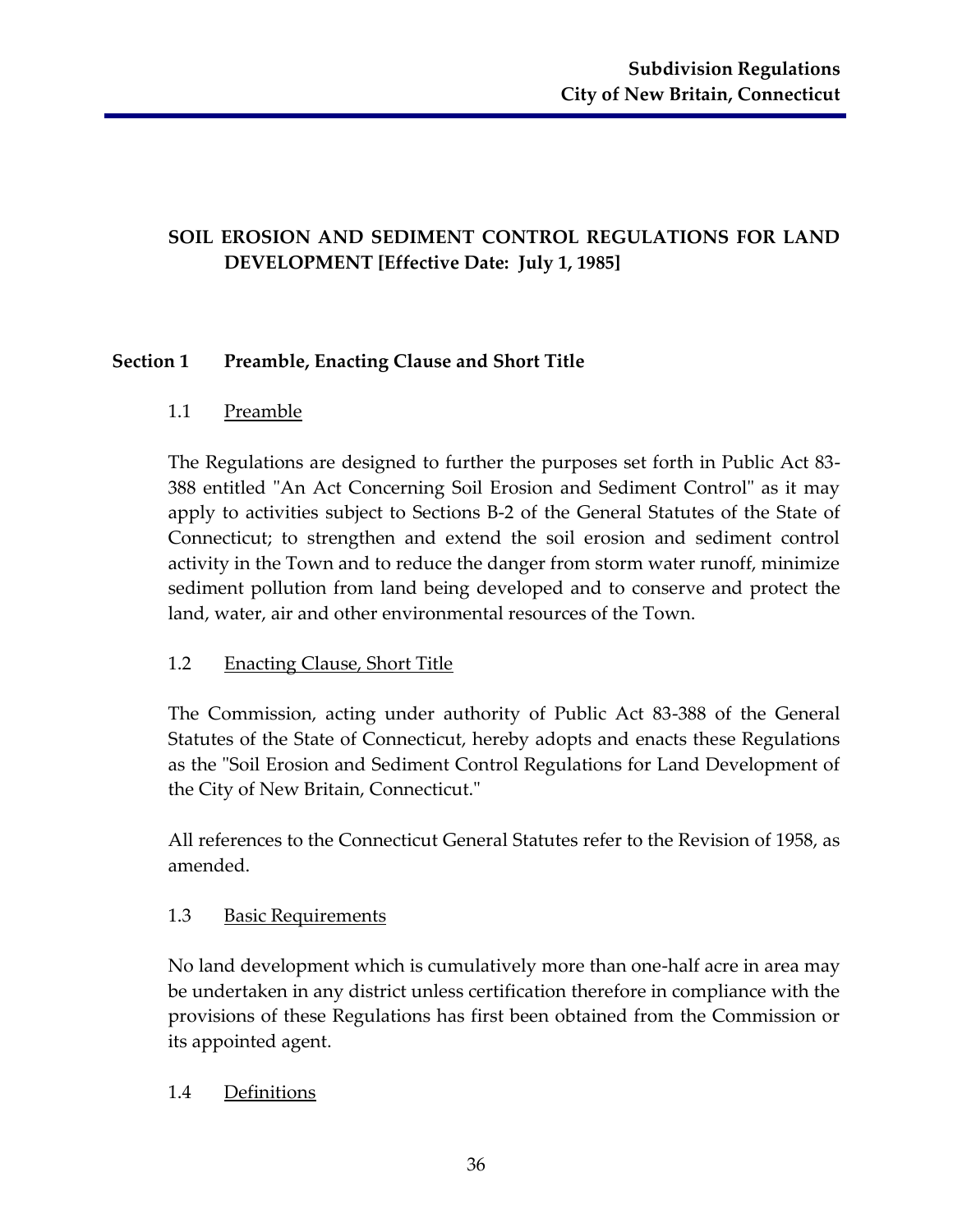# SOIL EROSION AND SEDIMENT CONTROL REGULATIONS FOR LAND DEVELOPMENT [Effective Date: July 1, 1985]

## Section 1 Preamble, Enacting Clause and Short Title

### 1.1 Preamble

The Regulations are designed to further the purposes set forth in Public Act 83-388 entitled "An Act Concerning Soil Erosion and Sediment Control" as it may apply to activities subject to Sections B-2 of the General Statutes of the State of Connecticut; to strengthen and extend the soil erosion and sediment control activity in the Town and to reduce the danger from storm water runoff, minimize sediment pollution from land being developed and to conserve and protect the land, water, air and other environmental resources of the Town.

### 1.2 Enacting Clause, Short Title

The Commission, acting under authority of Public Act 83-388 of the General Statutes of the State of Connecticut, hereby adopts and enacts these Regulations as the "Soil Erosion and Sediment Control Regulations for Land Development of the City of New Britain, Connecticut."

All references to the Connecticut General Statutes refer to the Revision of 1958, as amended.

### 1.3 Basic Requirements

No land development which is cumulatively more than one-half acre in area may be undertaken in any district unless certification therefore in compliance with the provisions of these Regulations has first been obtained from the Commission or its appointed agent.

### 1.4 Definitions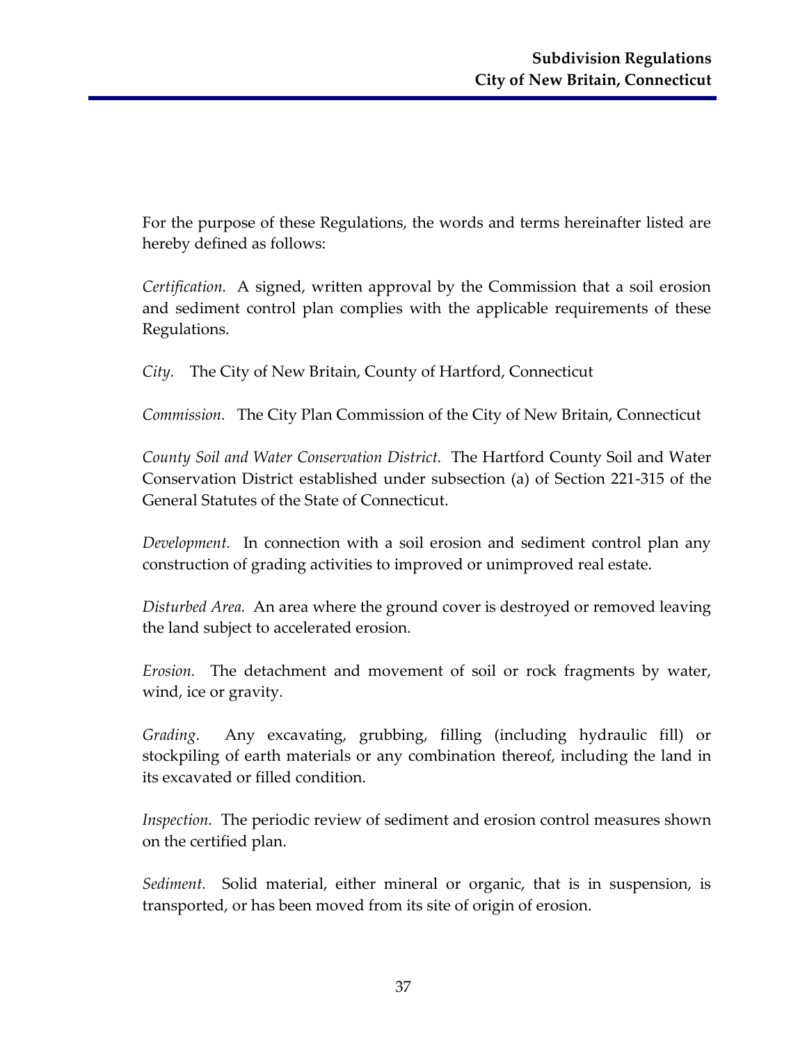For the purpose of these Regulations, the words and terms hereinafter listed are hereby defined as follows:

*Certification.* A signed, written approval by the Commission that a soil erosion and sediment control plan complies with the applicable requirements of these Regulations.

*City.* The City of New Britain, County of Hartford, Connecticut

*Commission.* The City Plan Commission of the City of New Britain, Connecticut

*County Soil and Water Conservation District.* The Hartford County Soil and Water Conservation District established under subsection (a) of Section 221-315 of the General Statutes of the State of Connecticut.

*Development.* In connection with a soil erosion and sediment control plan any construction of grading activities to improved or unimproved real estate.

*Disturbed Area.* An area where the ground cover is destroyed or removed leaving the land subject to accelerated erosion.

*Erosion.* The detachment and movement of soil or rock fragments by water, wind, ice or gravity.

*Grading*. Any excavating, grubbing, filling (including hydraulic fill) or stockpiling of earth materials or any combination thereof, including the land in its excavated or filled condition.

*Inspection.* The periodic review of sediment and erosion control measures shown on the certified plan.

*Sediment.* Solid material, either mineral or organic, that is in suspension, is transported, or has been moved from its site of origin of erosion.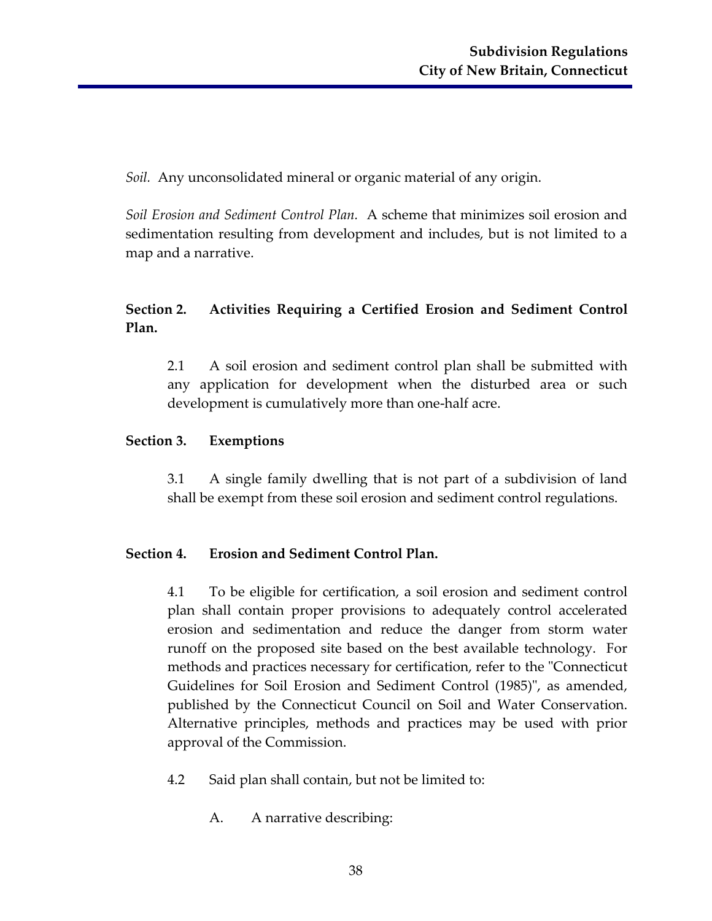*Soil.* Any unconsolidated mineral or organic material of any origin.

*Soil Erosion and Sediment Control Plan.* A scheme that minimizes soil erosion and sedimentation resulting from development and includes, but is not limited to a map and a narrative.

**Section 2. Activities Requiring a Certified Erosion and Sediment Control Plan.**

2.1 A soil erosion and sediment control plan shall be submitted with any application for development when the disturbed area or such development is cumulatively more than one-half acre.

**Section 3. Exemptions**

3.1 A single family dwelling that is not part of a subdivision of land shall be exempt from these soil erosion and sediment control regulations.

**Section 4. Erosion and Sediment Control Plan.**

4.1 To be eligible for certification, a soil erosion and sediment control plan shall contain proper provisions to adequately control accelerated erosion and sedimentation and reduce the danger from storm water runoff on the proposed site based on the best available technology. For methods and practices necessary for certification, refer to the "Connecticut Guidelines for Soil Erosion and Sediment Control (1985)", as amended, published by the Connecticut Council on Soil and Water Conservation. Alternative principles, methods and practices may be used with prior approval of the Commission.

4.2 Said plan shall contain, but not be limited to:

A. A narrative describing: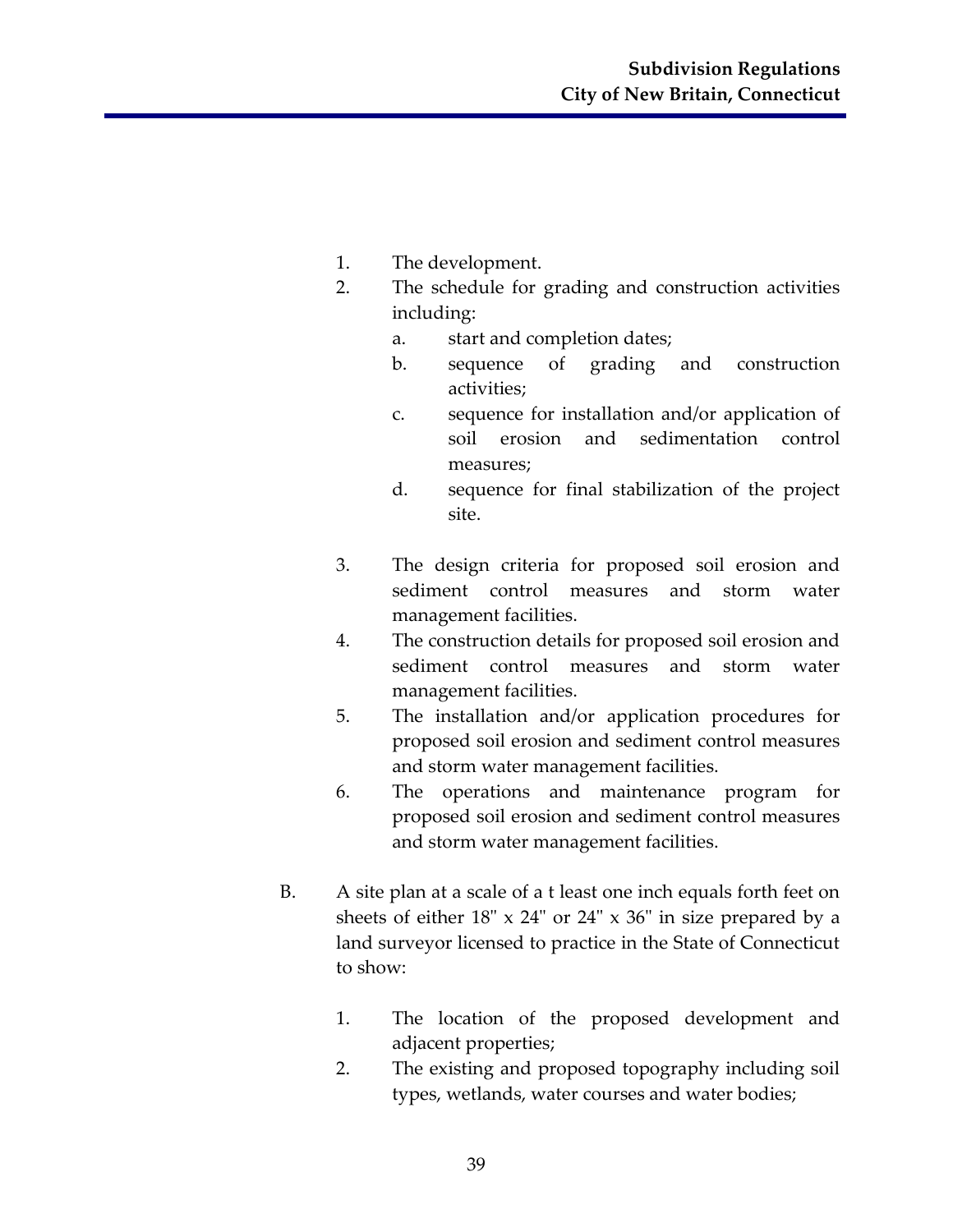1. The development.
2. The schedule for grading and construction activities including:
    a. start and completion dates;
    b. sequence of grading and construction activities;
    c. sequence for installation and/or application of soil erosion and sedimentation control measures;
    d. sequence for final stabilization of the project site.

3. The design criteria for proposed soil erosion and sediment control measures and storm water management facilities.
4. The construction details for proposed soil erosion and sediment control measures and storm water management facilities.
5. The installation and/or application procedures for proposed soil erosion and sediment control measures and storm water management facilities.
6. The operations and maintenance program for proposed soil erosion and sediment control measures and storm water management facilities.

B. A site plan at a scale of a t least one inch equals forth feet on sheets of either 18" x 24" or 24" x 36" in size prepared by a land surveyor licensed to practice in the State of Connecticut to show:

1. The location of the proposed development and adjacent properties;
2. The existing and proposed topography including soil types, wetlands, water courses and water bodies;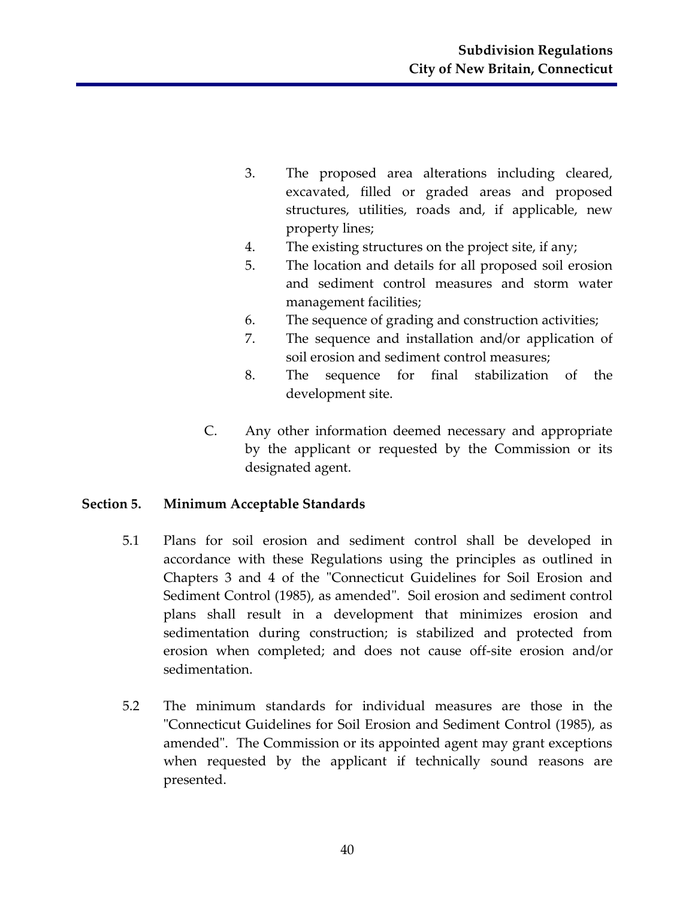3. The proposed area alterations including cleared, excavated, filled or graded areas and proposed structures, utilities, roads and, if applicable, new property lines;
4. The existing structures on the project site, if any;
5. The location and details for all proposed soil erosion and sediment control measures and storm water management facilities;
6. The sequence of grading and construction activities;
7. The sequence and installation and/or application of soil erosion and sediment control measures;
8. The sequence for final stabilization of the development site.

C. Any other information deemed necessary and appropriate by the applicant or requested by the Commission or its designated agent.

**Section 5. Minimum Acceptable Standards**

5.1 Plans for soil erosion and sediment control shall be developed in accordance with these Regulations using the principles as outlined in Chapters 3 and 4 of the "Connecticut Guidelines for Soil Erosion and Sediment Control (1985), as amended". Soil erosion and sediment control plans shall result in a development that minimizes erosion and sedimentation during construction; is stabilized and protected from erosion when completed; and does not cause off-site erosion and/or sedimentation.

5.2 The minimum standards for individual measures are those in the "Connecticut Guidelines for Soil Erosion and Sediment Control (1985), as amended". The Commission or its appointed agent may grant exceptions when requested by the applicant if technically sound reasons are presented.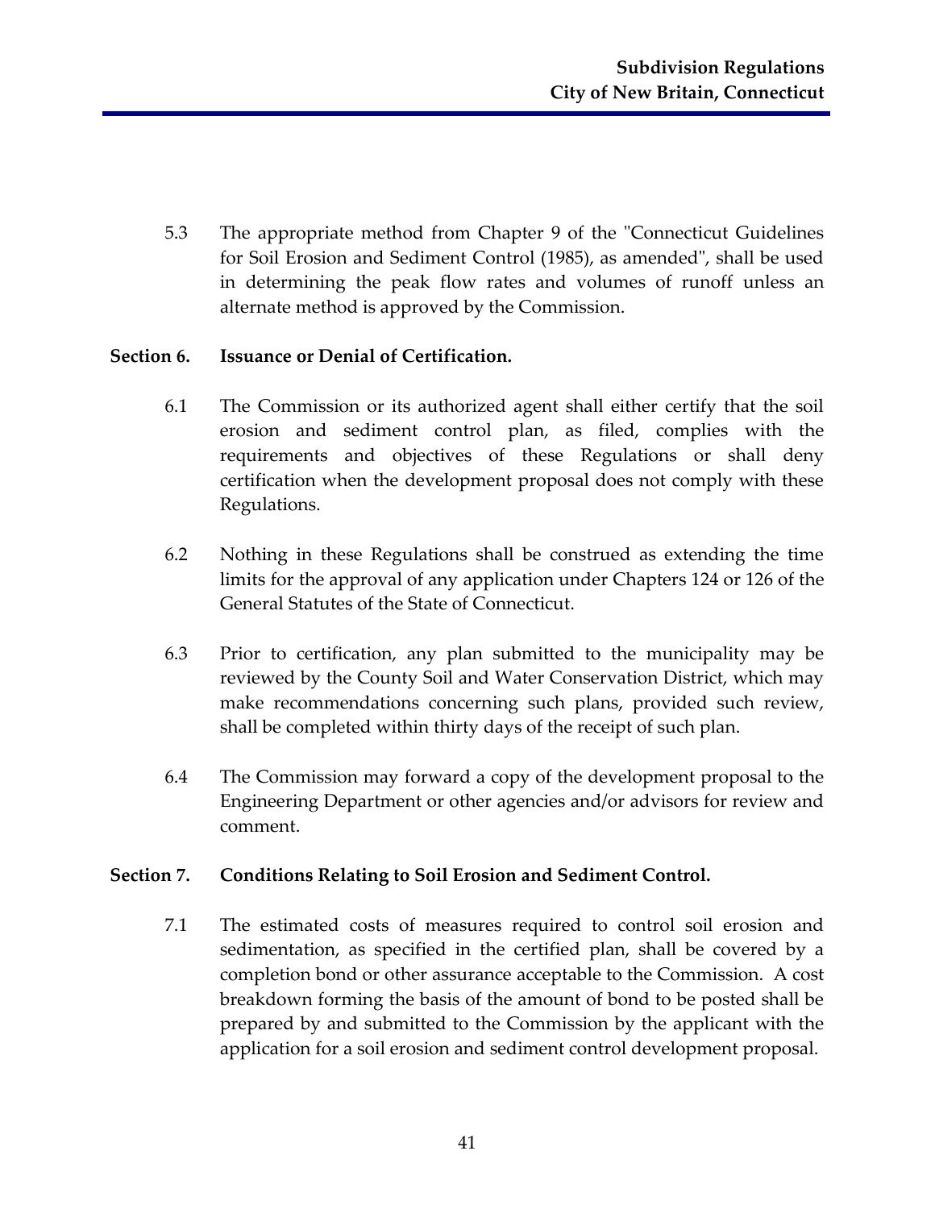5.3 The appropriate method from Chapter 9 of the "Connecticut Guidelines for Soil Erosion and Sediment Control (1985), as amended", shall be used in determining the peak flow rates and volumes of runoff unless an alternate method is approved by the Commission.

**Section 6. Issuance or Denial of Certification.**

6.1 The Commission or its authorized agent shall either certify that the soil erosion and sediment control plan, as filed, complies with the requirements and objectives of these Regulations or shall deny certification when the development proposal does not comply with these Regulations.

6.2 Nothing in these Regulations shall be construed as extending the time limits for the approval of any application under Chapters 124 or 126 of the General Statutes of the State of Connecticut.

6.3 Prior to certification, any plan submitted to the municipality may be reviewed by the County Soil and Water Conservation District, which may make recommendations concerning such plans, provided such review, shall be completed within thirty days of the receipt of such plan.

6.4 The Commission may forward a copy of the development proposal to the Engineering Department or other agencies and/or advisors for review and comment.

**Section 7. Conditions Relating to Soil Erosion and Sediment Control.**

7.1 The estimated costs of measures required to control soil erosion and sedimentation, as specified in the certified plan, shall be covered by a completion bond or other assurance acceptable to the Commission. A cost breakdown forming the basis of the amount of bond to be posted shall be prepared by and submitted to the Commission by the applicant with the application for a soil erosion and sediment control development proposal.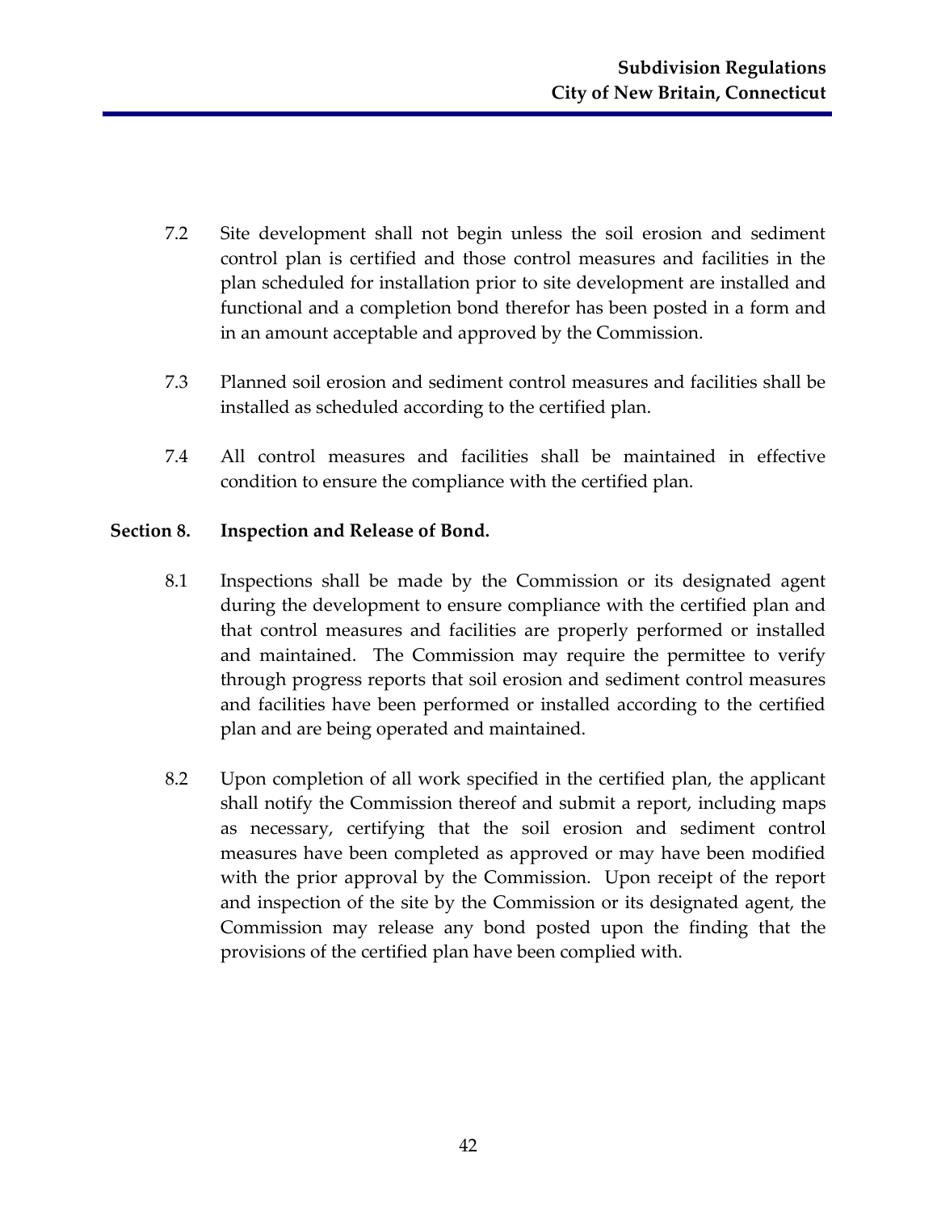7.2 Site development shall not begin unless the soil erosion and sediment control plan is certified and those control measures and facilities in the plan scheduled for installation prior to site development are installed and functional and a completion bond therefor has been posted in a form and in an amount acceptable and approved by the Commission.

7.3 Planned soil erosion and sediment control measures and facilities shall be installed as scheduled according to the certified plan.

7.4 All control measures and facilities shall be maintained in effective condition to ensure the compliance with the certified plan.

**Section 8. Inspection and Release of Bond.**

8.1 Inspections shall be made by the Commission or its designated agent during the development to ensure compliance with the certified plan and that control measures and facilities are properly performed or installed and maintained. The Commission may require the permittee to verify through progress reports that soil erosion and sediment control measures and facilities have been performed or installed according to the certified plan and are being operated and maintained.

8.2 Upon completion of all work specified in the certified plan, the applicant shall notify the Commission thereof and submit a report, including maps as necessary, certifying that the soil erosion and sediment control measures have been completed as approved or may have been modified with the prior approval by the Commission. Upon receipt of the report and inspection of the site by the Commission or its designated agent, the Commission may release any bond posted upon the finding that the provisions of the certified plan have been complied with.